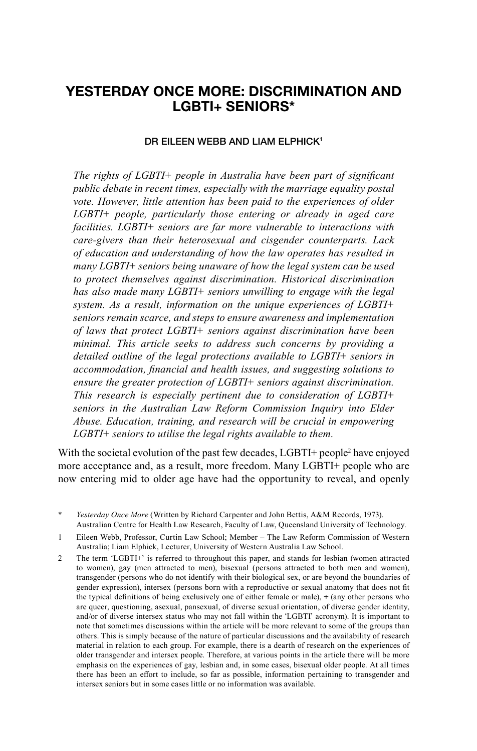# YESTERDAY ONCE MORE: DISCRIMINATION AND LGBTI+ SENIORS*

DR EILEEN WEBB AND LIAM ELPHICK[1]

*The rights of LGBTI+ people in Australia have been part of significant public debate in recent times, especially with the marriage equality postal vote. However, little attention has been paid to the experiences of older LGBTI+ people, particularly those entering or already in aged care facilities. LGBTI+ seniors are far more vulnerable to interactions with care-givers than their heterosexual and cisgender counterparts. Lack of education and understanding of how the law operates has resulted in many LGBTI+ seniors being unaware of how the legal system can be used to protect themselves against discrimination. Historical discrimination has also made many LGBTI+ seniors unwilling to engage with the legal system. As a result, information on the unique experiences of LGBTI+ seniors remain scarce, and steps to ensure awareness and implementation of laws that protect LGBTI+ seniors against discrimination have been minimal. This article seeks to address such concerns by providing a detailed outline of the legal protections available to LGBTI+ seniors in accommodation, financial and health issues, and suggesting solutions to ensure the greater protection of LGBTI+ seniors against discrimination. This research is especially pertinent due to consideration of LGBTI+ seniors in the Australian Law Reform Commission Inquiry into Elder Abuse. Education, training, and research will be crucial in empowering LGBTI+ seniors to utilise the legal rights available to them.*

With the societal evolution of the past few decades, LGBTI+ people[2] have enjoyed more acceptance and, as a result, more freedom. Many LGBTI+ people who are now entering mid to older age have had the opportunity to reveal, and openly

---

\* *Yesterday Once More* (Written by Richard Carpenter and John Bettis, A&M Records, 1973). Australian Centre for Health Law Research, Faculty of Law, Queensland University of Technology.

1 Eileen Webb, Professor, Curtin Law School; Member – The Law Reform Commission of Western Australia; Liam Elphick, Lecturer, University of Western Australia Law School.

2 The term 'LGBTI+' is referred to throughout this paper, and stands for lesbian (women attracted to women), gay (men attracted to men), bisexual (persons attracted to both men and women), transgender (persons who do not identify with their biological sex, or are beyond the boundaries of gender expression), intersex (persons born with a reproductive or sexual anatomy that does not fit the typical definitions of being exclusively one of either female or male), + (any other persons who are queer, questioning, asexual, pansexual, of diverse sexual orientation, of diverse gender identity, and/or of diverse intersex status who may not fall within the 'LGBTI' acronym). It is important to note that sometimes discussions within the article will be more relevant to some of the groups than others. This is simply because of the nature of particular discussions and the availability of research material in relation to each group. For example, there is a dearth of research on the experiences of older transgender and intersex people. Therefore, at various points in the article there will be more emphasis on the experiences of gay, lesbian and, in some cases, bisexual older people. At all times there has been an effort to include, so far as possible, information pertaining to transgender and intersex seniors but in some cases little or no information was available.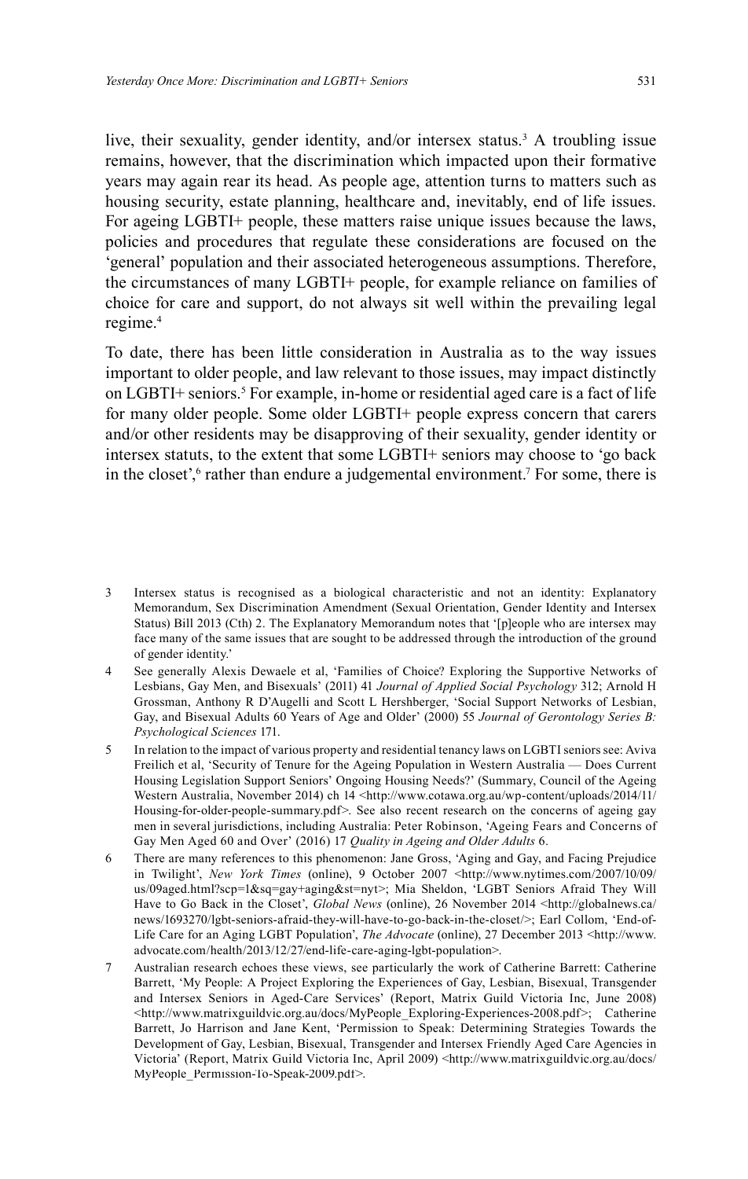live, their sexuality, gender identity, and/or intersex status.[3] A troubling issue remains, however, that the discrimination which impacted upon their formative years may again rear its head. As people age, attention turns to matters such as housing security, estate planning, healthcare and, inevitably, end of life issues. For ageing LGBTI+ people, these matters raise unique issues because the laws, policies and procedures that regulate these considerations are focused on the 'general' population and their associated heterogeneous assumptions. Therefore, the circumstances of many LGBTI+ people, for example reliance on families of choice for care and support, do not always sit well within the prevailing legal regime.[4]

To date, there has been little consideration in Australia as to the way issues important to older people, and law relevant to those issues, may impact distinctly on LGBTI+ seniors.[5] For example, in-home or residential aged care is a fact of life for many older people. Some older LGBTI+ people express concern that carers and/or other residents may be disapproving of their sexuality, gender identity or intersex statuts, to the extent that some LGBTI+ seniors may choose to 'go back in the closet',[6] rather than endure a judgemental environment.[7] For some, there is

---

3 Intersex status is recognised as a biological characteristic and not an identity: Explanatory Memorandum, Sex Discrimination Amendment (Sexual Orientation, Gender Identity and Intersex Status) Bill 2013 (Cth) 2. The Explanatory Memorandum notes that '[p]eople who are intersex may face many of the same issues that are sought to be addressed through the introduction of the ground of gender identity.'

4 See generally Alexis Dewaele et al, 'Families of Choice? Exploring the Supportive Networks of Lesbians, Gay Men, and Bisexuals' (2011) 41 *Journal of Applied Social Psychology* 312; Arnold H Grossman, Anthony R D'Augelli and Scott L Hershberger, 'Social Support Networks of Lesbian, Gay, and Bisexual Adults 60 Years of Age and Older' (2000) 55 *Journal of Gerontology Series B: Psychological Sciences* 171.

5 In relation to the impact of various property and residential tenancy laws on LGBTI seniors see: Aviva Freilich et al, 'Security of Tenure for the Ageing Population in Western Australia — Does Current Housing Legislation Support Seniors' Ongoing Housing Needs?' (Summary, Council of the Ageing Western Australia, November 2014) ch 14 <http://www.cotawa.org.au/wp-content/uploads/2014/11/Housing-for-older-people-summary.pdf>. See also recent research on the concerns of ageing gay men in several jurisdictions, including Australia: Peter Robinson, 'Ageing Fears and Concerns of Gay Men Aged 60 and Over' (2016) 17 *Quality in Ageing and Older Adults* 6.

6 There are many references to this phenomenon: Jane Gross, 'Aging and Gay, and Facing Prejudice in Twilight', *New York Times* (online), 9 October 2007 <http://www.nytimes.com/2007/10/09/us/09aged.html?scp=1&sq=gay+aging&st=nyt>; Mia Sheldon, 'LGBT Seniors Afraid They Will Have to Go Back in the Closet', *Global News* (online), 26 November 2014 <http://globalnews.ca/news/1693270/lgbt-seniors-afraid-they-will-have-to-go-back-in-the-closet/>; Earl Collom, 'End-of-Life Care for an Aging LGBT Population', *The Advocate* (online), 27 December 2013 <http://www.advocate.com/health/2013/12/27/end-life-care-aging-lgbt-population>.

7 Australian research echoes these views, see particularly the work of Catherine Barrett: Catherine Barrett, 'My People: A Project Exploring the Experiences of Gay, Lesbian, Bisexual, Transgender and Intersex Seniors in Aged-Care Services' (Report, Matrix Guild Victoria Inc, June 2008) <http://www.matrixguildvic.org.au/docs/MyPeople_Exploring-Experiences-2008.pdf>; Catherine Barrett, Jo Harrison and Jane Kent, 'Permission to Speak: Determining Strategies Towards the Development of Gay, Lesbian, Bisexual, Transgender and Intersex Friendly Aged Care Agencies in Victoria' (Report, Matrix Guild Victoria Inc, April 2009) <http://www.matrixguildvic.org.au/docs/MyPeople_Permission-To-Speak-2009.pdf>.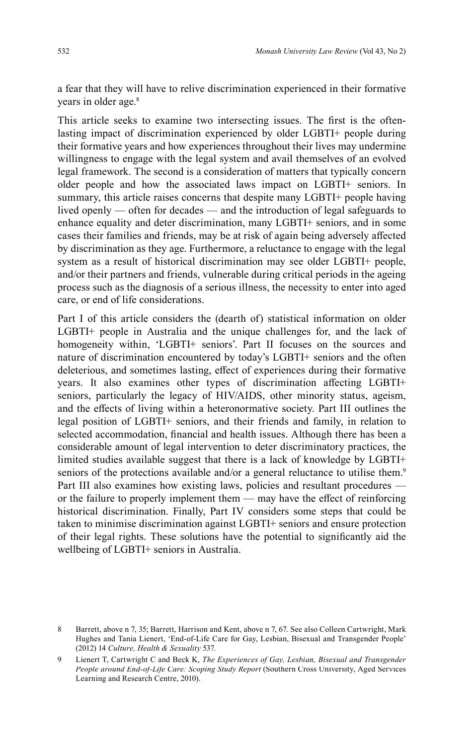a fear that they will have to relive discrimination experienced in their formative years in older age.[8]

This article seeks to examine two intersecting issues. The first is the often-lasting impact of discrimination experienced by older LGBTI+ people during their formative years and how experiences throughout their lives may undermine willingness to engage with the legal system and avail themselves of an evolved legal framework. The second is a consideration of matters that typically concern older people and how the associated laws impact on LGBTI+ seniors. In summary, this article raises concerns that despite many LGBTI+ people having lived openly — often for decades — and the introduction of legal safeguards to enhance equality and deter discrimination, many LGBTI+ seniors, and in some cases their families and friends, may be at risk of again being adversely affected by discrimination as they age. Furthermore, a reluctance to engage with the legal system as a result of historical discrimination may see older LGBTI+ people, and/or their partners and friends, vulnerable during critical periods in the ageing process such as the diagnosis of a serious illness, the necessity to enter into aged care, or end of life considerations.

Part I of this article considers the (dearth of) statistical information on older LGBTI+ people in Australia and the unique challenges for, and the lack of homogeneity within, 'LGBTI+ seniors'. Part II focuses on the sources and nature of discrimination encountered by today's LGBTI+ seniors and the often deleterious, and sometimes lasting, effect of experiences during their formative years. It also examines other types of discrimination affecting LGBTI+ seniors, particularly the legacy of HIV/AIDS, other minority status, ageism, and the effects of living within a heteronormative society. Part III outlines the legal position of LGBTI+ seniors, and their friends and family, in relation to selected accommodation, financial and health issues. Although there has been a considerable amount of legal intervention to deter discriminatory practices, the limited studies available suggest that there is a lack of knowledge by LGBTI+ seniors of the protections available and/or a general reluctance to utilise them.[9] Part III also examines how existing laws, policies and resultant procedures — or the failure to properly implement them — may have the effect of reinforcing historical discrimination. Finally, Part IV considers some steps that could be taken to minimise discrimination against LGBTI+ seniors and ensure protection of their legal rights. These solutions have the potential to significantly aid the wellbeing of LGBTI+ seniors in Australia.

---

8 Barrett, above n 7, 35; Barrett, Harrison and Kent, above n 7, 67. See also Colleen Cartwright, Mark Hughes and Tania Lienert, 'End-of-Life Care for Gay, Lesbian, Bisexual and Transgender People' (2012) 14 *Culture, Health & Sexuality* 537.

9 Lienert T, Cartwright C and Beck K, *The Experiences of Gay, Lesbian, Bisexual and Transgender People around End-of-Life Care: Scoping Study Report* (Southern Cross University, Aged Services Learning and Research Centre, 2010).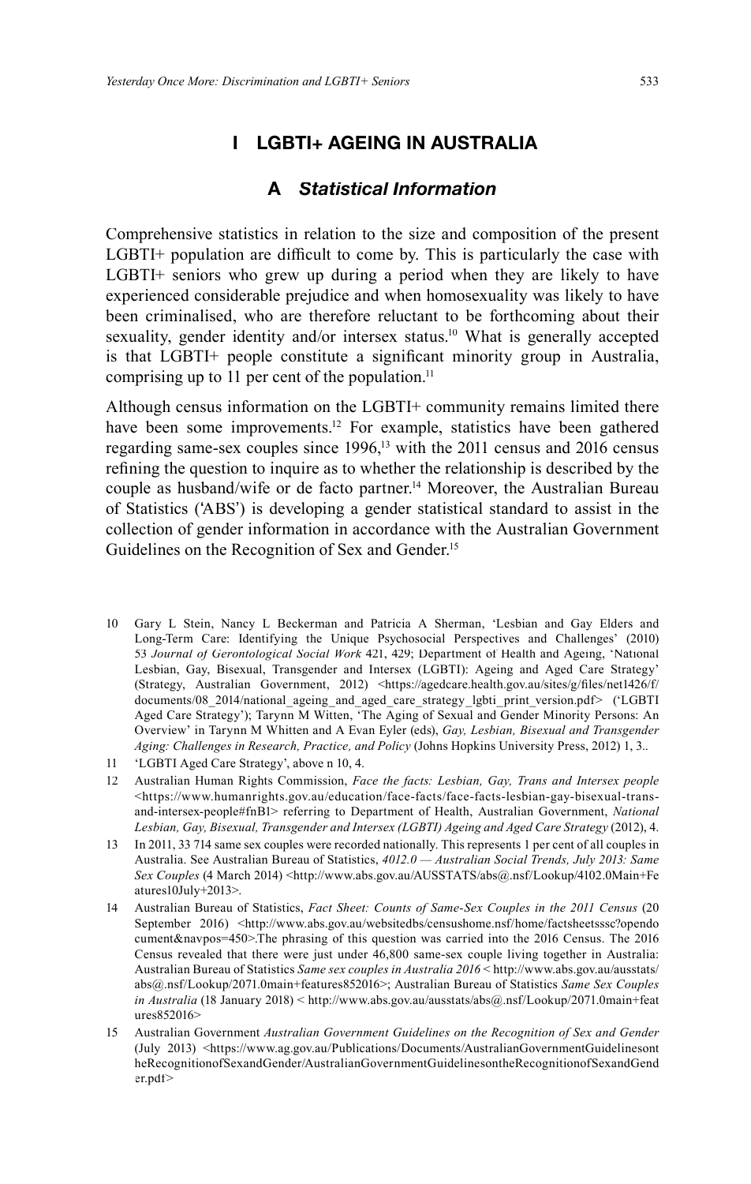# I LGBTI+ AGEING IN AUSTRALIA

## A *Statistical Information*

Comprehensive statistics in relation to the size and composition of the present LGBTI+ population are difficult to come by. This is particularly the case with LGBTI+ seniors who grew up during a period when they are likely to have experienced considerable prejudice and when homosexuality was likely to have been criminalised, who are therefore reluctant to be forthcoming about their sexuality, gender identity and/or intersex status.[10] What is generally accepted is that LGBTI+ people constitute a significant minority group in Australia, comprising up to 11 per cent of the population.[11]

Although census information on the LGBTI+ community remains limited there have been some improvements.[12] For example, statistics have been gathered regarding same-sex couples since 1996,[13] with the 2011 census and 2016 census refining the question to inquire as to whether the relationship is described by the couple as husband/wife or de facto partner.[14] Moreover, the Australian Bureau of Statistics ('ABS') is developing a gender statistical standard to assist in the collection of gender information in accordance with the Australian Government Guidelines on the Recognition of Sex and Gender.[15]

---

10 Gary L Stein, Nancy L Beckerman and Patricia A Sherman, 'Lesbian and Gay Elders and Long-Term Care: Identifying the Unique Psychosocial Perspectives and Challenges' (2010) 53 *Journal of Gerontological Social Work* 421, 429; Department of Health and Ageing, 'National Lesbian, Gay, Bisexual, Transgender and Intersex (LGBTI): Ageing and Aged Care Strategy' (Strategy, Australian Government, 2012) <https://agedcare.health.gov.au/sites/g/files/net1426/f/documents/08_2014/national_ageing_and_aged_care_strategy_lgbti_print_version.pdf> ('LGBTI Aged Care Strategy'); Tarynn M Witten, 'The Aging of Sexual and Gender Minority Persons: An Overview' in Tarynn M Whitten and A Evan Eyler (eds), *Gay, Lesbian, Bisexual and Transgender Aging: Challenges in Research, Practice, and Policy* (Johns Hopkins University Press, 2012) 1, 3..

11 'LGBTI Aged Care Strategy', above n 10, 4.

12 Australian Human Rights Commission, *Face the facts: Lesbian, Gay, Trans and Intersex people* <https://www.humanrights.gov.au/education/face-facts/face-facts-lesbian-gay-bisexual-trans-and-intersex-people#fnB1> referring to Department of Health, Australian Government, *National Lesbian, Gay, Bisexual, Transgender and Intersex (LGBTI) Ageing and Aged Care Strategy* (2012), 4.

13 In 2011, 33 714 same sex couples were recorded nationally. This represents 1 per cent of all couples in Australia. See Australian Bureau of Statistics, *4012.0 — Australian Social Trends, July 2013: Same Sex Couples* (4 March 2014) <http://www.abs.gov.au/AUSSTATS/abs@.nsf/Lookup/4102.0Main+Features10July+2013>.

14 Australian Bureau of Statistics, *Fact Sheet: Counts of Same-Sex Couples in the 2011 Census* (20 September 2016) <http://www.abs.gov.au/websitedbs/censushome.nsf/home/factsheetsssc?opendocument&navpos=450>.The phrasing of this question was carried into the 2016 Census. The 2016 Census revealed that there were just under 46,800 same-sex couple living together in Australia: Australian Bureau of Statistics *Same sex couples in Australia 2016* < http://www.abs.gov.au/ausstats/abs@.nsf/Lookup/2071.0main+features852016>; Australian Bureau of Statistics *Same Sex Couples in Australia* (18 January 2018) < http://www.abs.gov.au/ausstats/abs@.nsf/Lookup/2071.0main+features852016>

15 Australian Government *Australian Government Guidelines on the Recognition of Sex and Gender* (July 2013) <https://www.ag.gov.au/Publications/Documents/AustralianGovernmentGuidelinesontheRecognitionofSexandGender/AustralianGovernmentGuidelinesontheRecognitionofSexandGender.pdf>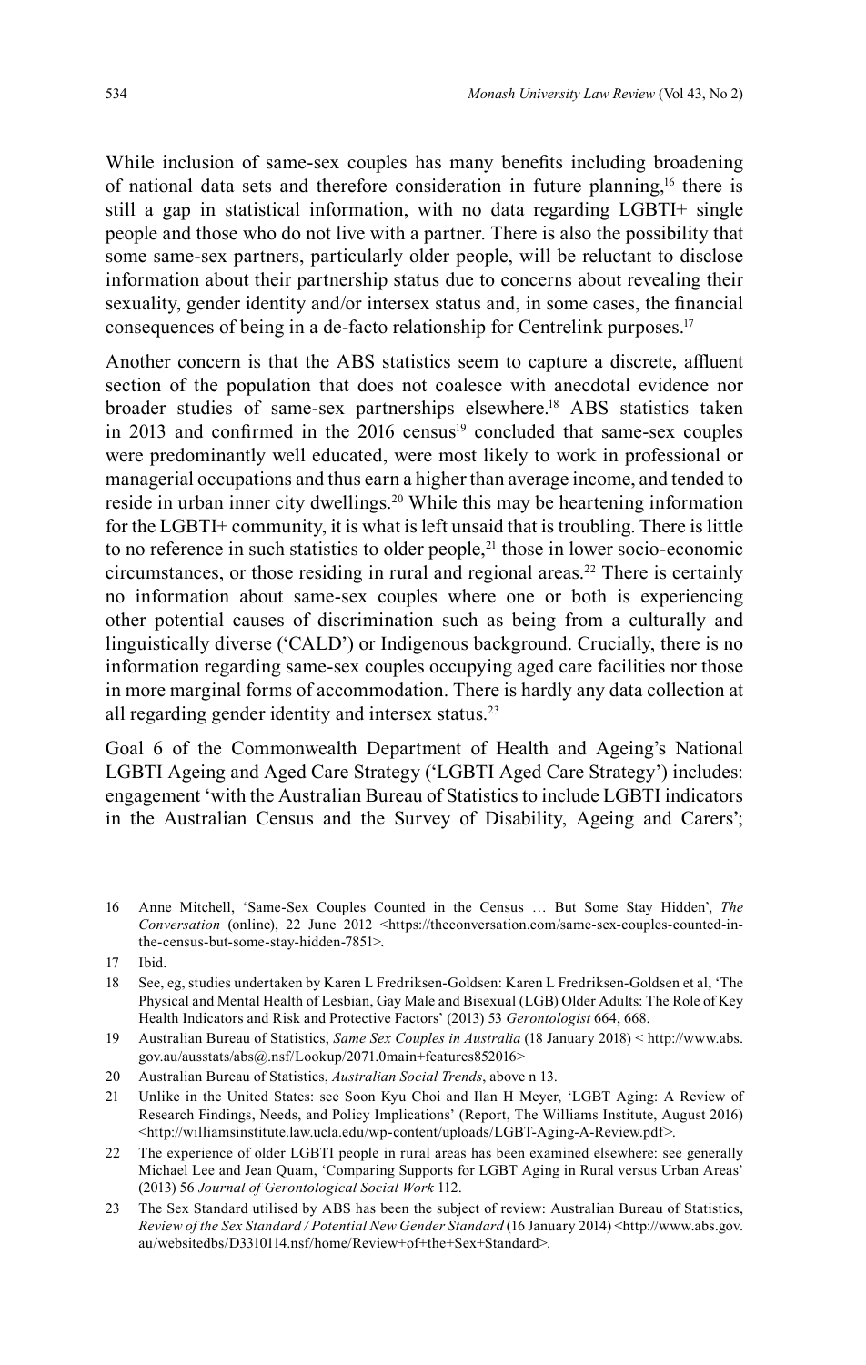While inclusion of same-sex couples has many benefits including broadening of national data sets and therefore consideration in future planning,[16] there is still a gap in statistical information, with no data regarding LGBTI+ single people and those who do not live with a partner. There is also the possibility that some same-sex partners, particularly older people, will be reluctant to disclose information about their partnership status due to concerns about revealing their sexuality, gender identity and/or intersex status and, in some cases, the financial consequences of being in a de-facto relationship for Centrelink purposes.[17]

Another concern is that the ABS statistics seem to capture a discrete, affluent section of the population that does not coalesce with anecdotal evidence nor broader studies of same-sex partnerships elsewhere.[18] ABS statistics taken in 2013 and confirmed in the 2016 census[19] concluded that same-sex couples were predominantly well educated, were most likely to work in professional or managerial occupations and thus earn a higher than average income, and tended to reside in urban inner city dwellings.[20] While this may be heartening information for the LGBTI+ community, it is what is left unsaid that is troubling. There is little to no reference in such statistics to older people,[21] those in lower socio-economic circumstances, or those residing in rural and regional areas.[22] There is certainly no information about same-sex couples where one or both is experiencing other potential causes of discrimination such as being from a culturally and linguistically diverse ('CALD') or Indigenous background. Crucially, there is no information regarding same-sex couples occupying aged care facilities nor those in more marginal forms of accommodation. There is hardly any data collection at all regarding gender identity and intersex status.[23]

Goal 6 of the Commonwealth Department of Health and Ageing's National LGBTI Ageing and Aged Care Strategy ('LGBTI Aged Care Strategy') includes: engagement 'with the Australian Bureau of Statistics to include LGBTI indicators in the Australian Census and the Survey of Disability, Ageing and Carers';

---

16 Anne Mitchell, 'Same-Sex Couples Counted in the Census … But Some Stay Hidden', *The Conversation* (online), 22 June 2012 <https://theconversation.com/same-sex-couples-counted-in-the-census-but-some-stay-hidden-7851>.

17 Ibid.

18 See, eg, studies undertaken by Karen L Fredriksen-Goldsen: Karen L Fredriksen-Goldsen et al, 'The Physical and Mental Health of Lesbian, Gay Male and Bisexual (LGB) Older Adults: The Role of Key Health Indicators and Risk and Protective Factors' (2013) 53 *Gerontologist* 664, 668.

19 Australian Bureau of Statistics, *Same Sex Couples in Australia* (18 January 2018) < http://www.abs.gov.au/ausstats/abs@.nsf/Lookup/2071.0main+features852016>

20 Australian Bureau of Statistics, *Australian Social Trends*, above n 13.

21 Unlike in the United States: see Soon Kyu Choi and Ilan H Meyer, 'LGBT Aging: A Review of Research Findings, Needs, and Policy Implications' (Report, The Williams Institute, August 2016) <http://williamsinstitute.law.ucla.edu/wp-content/uploads/LGBT-Aging-A-Review.pdf>.

22 The experience of older LGBTI people in rural areas has been examined elsewhere: see generally Michael Lee and Jean Quam, 'Comparing Supports for LGBT Aging in Rural versus Urban Areas' (2013) 56 *Journal of Gerontological Social Work* 112.

23 The Sex Standard utilised by ABS has been the subject of review: Australian Bureau of Statistics, *Review of the Sex Standard / Potential New Gender Standard* (16 January 2014) <http://www.abs.gov.au/websitedbs/D3310114.nsf/home/Review+of+the+Sex+Standard>.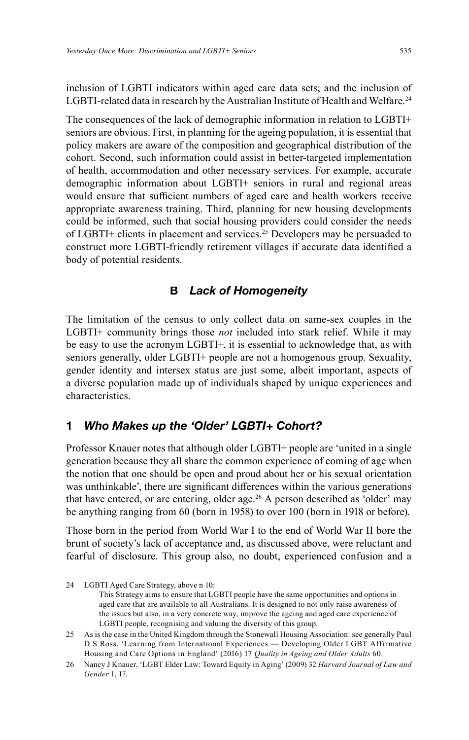inclusion of LGBTI indicators within aged care data sets; and the inclusion of LGBTI-related data in research by the Australian Institute of Health and Welfare.[24]

The consequences of the lack of demographic information in relation to LGBTI+ seniors are obvious. First, in planning for the ageing population, it is essential that policy makers are aware of the composition and geographical distribution of the cohort. Second, such information could assist in better-targeted implementation of health, accommodation and other necessary services. For example, accurate demographic information about LGBTI+ seniors in rural and regional areas would ensure that sufficient numbers of aged care and health workers receive appropriate awareness training. Third, planning for new housing developments could be informed, such that social housing providers could consider the needs of LGBTI+ clients in placement and services.[25] Developers may be persuaded to construct more LGBTI-friendly retirement villages if accurate data identified a body of potential residents.

## B *Lack of Homogeneity*

The limitation of the census to only collect data on same-sex couples in the LGBTI+ community brings those *not* included into stark relief. While it may be easy to use the acronym LGBTI+, it is essential to acknowledge that, as with seniors generally, older LGBTI+ people are not a homogenous group. Sexuality, gender identity and intersex status are just some, albeit important, aspects of a diverse population made up of individuals shaped by unique experiences and characteristics.

### 1 *Who Makes up the 'Older' LGBTI+ Cohort?*

Professor Knauer notes that although older LGBTI+ people are 'united in a single generation because they all share the common experience of coming of age when the notion that one should be open and proud about her or his sexual orientation was unthinkable', there are significant differences within the various generations that have entered, or are entering, older age.[26] A person described as 'older' may be anything ranging from 60 (born in 1958) to over 100 (born in 1918 or before).

Those born in the period from World War I to the end of World War II bore the brunt of society's lack of acceptance and, as discussed above, were reluctant and fearful of disclosure. This group also, no doubt, experienced confusion and a

---

24 LGBTI Aged Care Strategy, above n 10:

> This Strategy aims to ensure that LGBTI people have the same opportunities and options in aged care that are available to all Australians. It is designed to not only raise awareness of the issues but also, in a very concrete way, improve the ageing and aged care experience of LGBTI people, recognising and valuing the diversity of this group.

25 As is the case in the United Kingdom through the Stonewall Housing Association: see generally Paul D S Ross, 'Learning from International Experiences — Developing Older LGBT Affirmative Housing and Care Options in England' (2016) 17 *Quality in Ageing and Older Adults* 60.

26 Nancy J Knauer, 'LGBT Elder Law: Toward Equity in Aging' (2009) 32 *Harvard Journal of Law and Gender* 1, 17.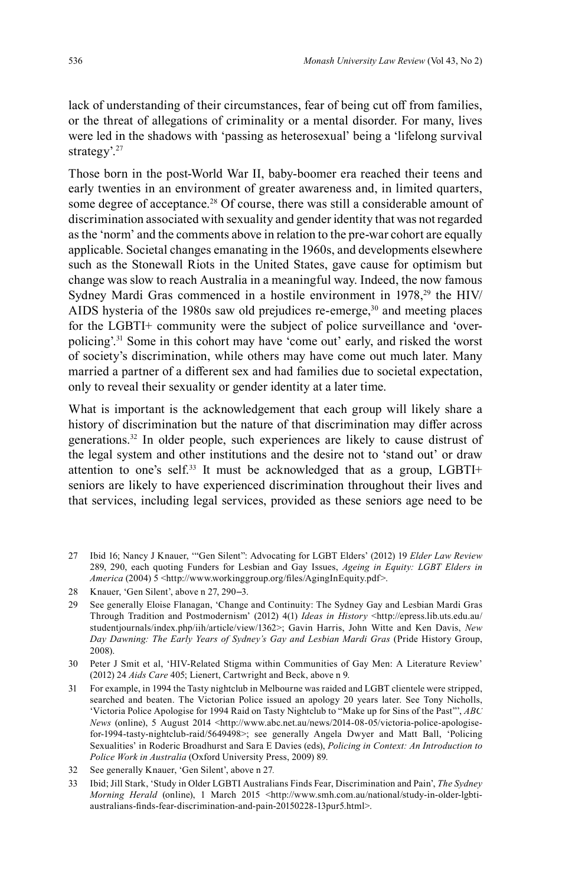lack of understanding of their circumstances, fear of being cut off from families, or the threat of allegations of criminality or a mental disorder. For many, lives were led in the shadows with 'passing as heterosexual' being a 'lifelong survival strategy'.[27]

Those born in the post-World War II, baby-boomer era reached their teens and early twenties in an environment of greater awareness and, in limited quarters, some degree of acceptance.[28] Of course, there was still a considerable amount of discrimination associated with sexuality and gender identity that was not regarded as the 'norm' and the comments above in relation to the pre-war cohort are equally applicable. Societal changes emanating in the 1960s, and developments elsewhere such as the Stonewall Riots in the United States, gave cause for optimism but change was slow to reach Australia in a meaningful way. Indeed, the now famous Sydney Mardi Gras commenced in a hostile environment in 1978,[29] the HIV/AIDS hysteria of the 1980s saw old prejudices re-emerge,[30] and meeting places for the LGBTI+ community were the subject of police surveillance and 'over-policing'.[31] Some in this cohort may have 'come out' early, and risked the worst of society's discrimination, while others may have come out much later. Many married a partner of a different sex and had families due to societal expectation, only to reveal their sexuality or gender identity at a later time.

What is important is the acknowledgement that each group will likely share a history of discrimination but the nature of that discrimination may differ across generations.[32] In older people, such experiences are likely to cause distrust of the legal system and other institutions and the desire not to 'stand out' or draw attention to one's self.[33] It must be acknowledged that as a group, LGBTI+ seniors are likely to have experienced discrimination throughout their lives and that services, including legal services, provided as these seniors age need to be

---

27 Ibid 16; Nancy J Knauer, '"Gen Silent": Advocating for LGBT Elders' (2012) 19 *Elder Law Review* 289, 290, each quoting Funders for Lesbian and Gay Issues, *Ageing in Equity: LGBT Elders in America* (2004) 5 <http://www.workinggroup.org/files/AgingInEquity.pdf>.

28 Knauer, 'Gen Silent', above n 27, 290–3.

29 See generally Eloise Flanagan, 'Change and Continuity: The Sydney Gay and Lesbian Mardi Gras Through Tradition and Postmodernism' (2012) 4(1) *Ideas in History* <http://epress.lib.uts.edu.au/studentjournals/index.php/iih/article/view/1362>; Gavin Harris, John Witte and Ken Davis, *New Day Dawning: The Early Years of Sydney's Gay and Lesbian Mardi Gras* (Pride History Group, 2008).

30 Peter J Smit et al, 'HIV-Related Stigma within Communities of Gay Men: A Literature Review' (2012) 24 *Aids Care* 405; Lienert, Cartwright and Beck, above n 9.

31 For example, in 1994 the Tasty nightclub in Melbourne was raided and LGBT clientele were stripped, searched and beaten. The Victorian Police issued an apology 20 years later. See Tony Nicholls, 'Victoria Police Apologise for 1994 Raid on Tasty Nightclub to "Make up for Sins of the Past"', *ABC News* (online), 5 August 2014 <http://www.abc.net.au/news/2014-08-05/victoria-police-apologise-for-1994-tasty-nightclub-raid/5649498>; see generally Angela Dwyer and Matt Ball, 'Policing Sexualities' in Roderic Broadhurst and Sara E Davies (eds), *Policing in Context: An Introduction to Police Work in Australia* (Oxford University Press, 2009) 89.

32 See generally Knauer, 'Gen Silent', above n 27.

33 Ibid; Jill Stark, 'Study in Older LGBTI Australians Finds Fear, Discrimination and Pain', *The Sydney Morning Herald* (online), 1 March 2015 <http://www.smh.com.au/national/study-in-older-lgbti-australians-finds-fear-discrimination-and-pain-20150228-13pur5.html>.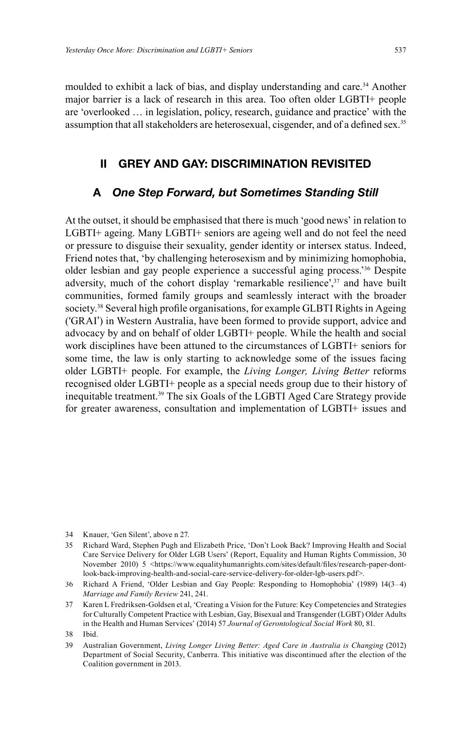moulded to exhibit a lack of bias, and display understanding and care.[34] Another major barrier is a lack of research in this area. Too often older LGBTI+ people are 'overlooked … in legislation, policy, research, guidance and practice' with the assumption that all stakeholders are heterosexual, cisgender, and of a defined sex.[35]

## II GREY AND GAY: DISCRIMINATION REVISITED

### A *One Step Forward, but Sometimes Standing Still*

At the outset, it should be emphasised that there is much 'good news' in relation to LGBTI+ ageing. Many LGBTI+ seniors are ageing well and do not feel the need or pressure to disguise their sexuality, gender identity or intersex status. Indeed, Friend notes that, 'by challenging heterosexism and by minimizing homophobia, older lesbian and gay people experience a successful aging process.'[36] Despite adversity, much of the cohort display 'remarkable resilience',[37] and have built communities, formed family groups and seamlessly interact with the broader society.[38] Several high profile organisations, for example GLBTI Rights in Ageing ('GRAI') in Western Australia, have been formed to provide support, advice and advocacy by and on behalf of older LGBTI+ people. While the health and social work disciplines have been attuned to the circumstances of LGBTI+ seniors for some time, the law is only starting to acknowledge some of the issues facing older LGBTI+ people. For example, the *Living Longer, Living Better* reforms recognised older LGBTI+ people as a special needs group due to their history of inequitable treatment.[39] The six Goals of the LGBTI Aged Care Strategy provide for greater awareness, consultation and implementation of LGBTI+ issues and

---

34 Knauer, 'Gen Silent', above n 27.

35 Richard Ward, Stephen Pugh and Elizabeth Price, 'Don't Look Back? Improving Health and Social Care Service Delivery for Older LGB Users' (Report, Equality and Human Rights Commission, 30 November 2010) 5 <https://www.equalityhumanrights.com/sites/default/files/research-paper-dont-look-back-improving-health-and-social-care-service-delivery-for-older-lgb-users.pdf>.

36 Richard A Friend, 'Older Lesbian and Gay People: Responding to Homophobia' (1989) 14(3–4) *Marriage and Family Review* 241, 241.

37 Karen L Fredriksen-Goldsen et al, 'Creating a Vision for the Future: Key Competencies and Strategies for Culturally Competent Practice with Lesbian, Gay, Bisexual and Transgender (LGBT) Older Adults in the Health and Human Services' (2014) 57 *Journal of Gerontological Social Work* 80, 81.

38 Ibid.

39 Australian Government, *Living Longer Living Better: Aged Care in Australia is Changing* (2012) Department of Social Security, Canberra. This initiative was discontinued after the election of the Coalition government in 2013.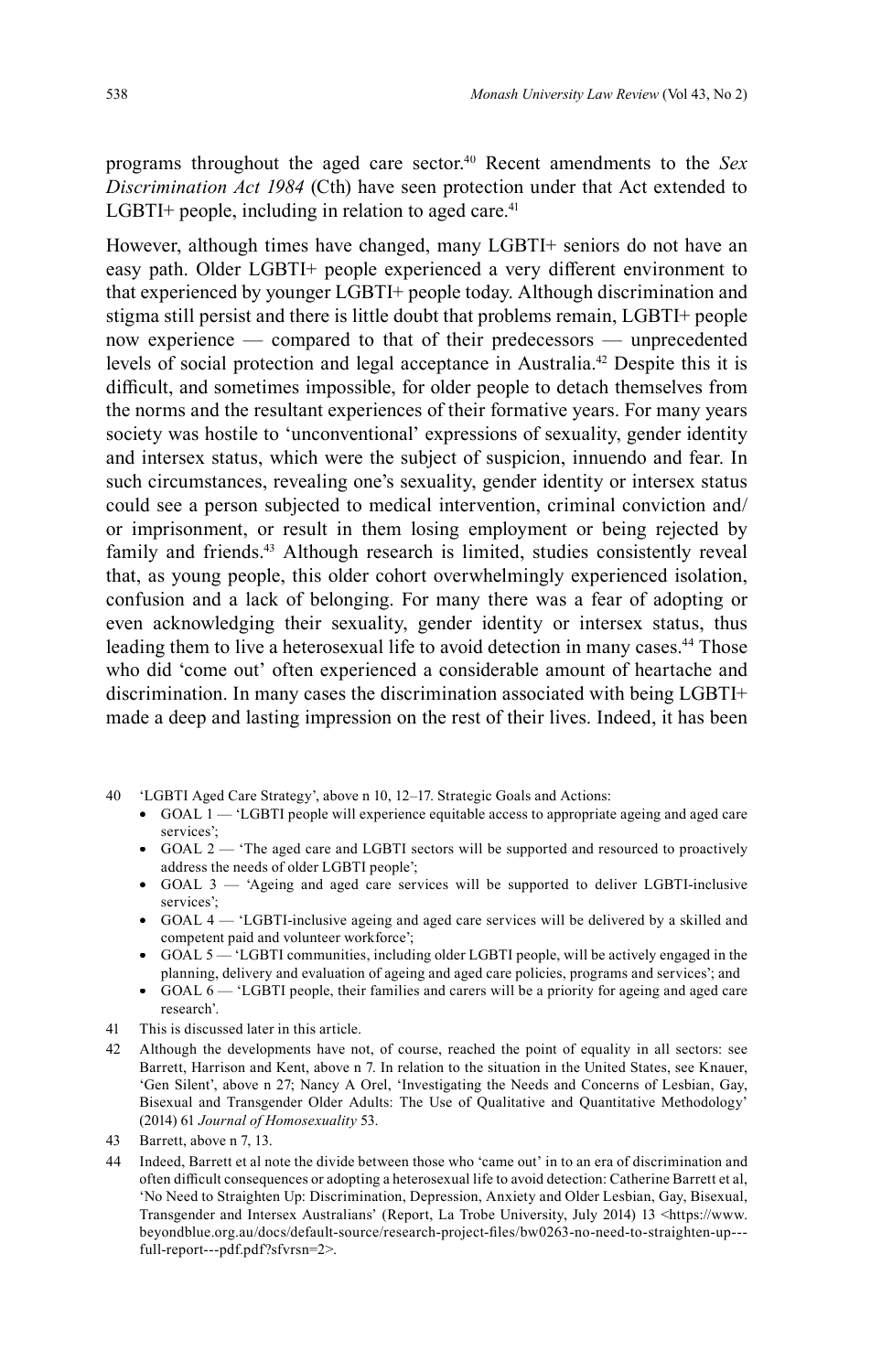programs throughout the aged care sector.[40] Recent amendments to the *Sex Discrimination Act 1984* (Cth) have seen protection under that Act extended to LGBTI+ people, including in relation to aged care.[41]

However, although times have changed, many LGBTI+ seniors do not have an easy path. Older LGBTI+ people experienced a very different environment to that experienced by younger LGBTI+ people today. Although discrimination and stigma still persist and there is little doubt that problems remain, LGBTI+ people now experience — compared to that of their predecessors — unprecedented levels of social protection and legal acceptance in Australia.[42] Despite this it is difficult, and sometimes impossible, for older people to detach themselves from the norms and the resultant experiences of their formative years. For many years society was hostile to 'unconventional' expressions of sexuality, gender identity and intersex status, which were the subject of suspicion, innuendo and fear. In such circumstances, revealing one's sexuality, gender identity or intersex status could see a person subjected to medical intervention, criminal conviction and/or imprisonment, or result in them losing employment or being rejected by family and friends.[43] Although research is limited, studies consistently reveal that, as young people, this older cohort overwhelmingly experienced isolation, confusion and a lack of belonging. For many there was a fear of adopting or even acknowledging their sexuality, gender identity or intersex status, thus leading them to live a heterosexual life to avoid detection in many cases.[44] Those who did 'come out' often experienced a considerable amount of heartache and discrimination. In many cases the discrimination associated with being LGBTI+ made a deep and lasting impression on the rest of their lives. Indeed, it has been

---

40 'LGBTI Aged Care Strategy', above n 10, 12–17. Strategic Goals and Actions:
- GOAL 1 — 'LGBTI people will experience equitable access to appropriate ageing and aged care services';
- GOAL 2 — 'The aged care and LGBTI sectors will be supported and resourced to proactively address the needs of older LGBTI people';
- GOAL 3 — 'Ageing and aged care services will be supported to deliver LGBTI-inclusive services';
- GOAL 4 — 'LGBTI-inclusive ageing and aged care services will be delivered by a skilled and competent paid and volunteer workforce';
- GOAL 5 — 'LGBTI communities, including older LGBTI people, will be actively engaged in the planning, delivery and evaluation of ageing and aged care policies, programs and services'; and
- GOAL 6 — 'LGBTI people, their families and carers will be a priority for ageing and aged care research'.

41 This is discussed later in this article.

42 Although the developments have not, of course, reached the point of equality in all sectors: see Barrett, Harrison and Kent, above n 7. In relation to the situation in the United States, see Knauer, 'Gen Silent', above n 27; Nancy A Orel, 'Investigating the Needs and Concerns of Lesbian, Gay, Bisexual and Transgender Older Adults: The Use of Qualitative and Quantitative Methodology' (2014) 61 *Journal of Homosexuality* 53.

43 Barrett, above n 7, 13.

44 Indeed, Barrett et al note the divide between those who 'came out' in to an era of discrimination and often difficult consequences or adopting a heterosexual life to avoid detection: Catherine Barrett et al, 'No Need to Straighten Up: Discrimination, Depression, Anxiety and Older Lesbian, Gay, Bisexual, Transgender and Intersex Australians' (Report, La Trobe University, July 2014) 13 <https://www.beyondblue.org.au/docs/default-source/research-project-files/bw0263-no-need-to-straighten-up---full-report---pdf.pdf?sfvrsn=2>.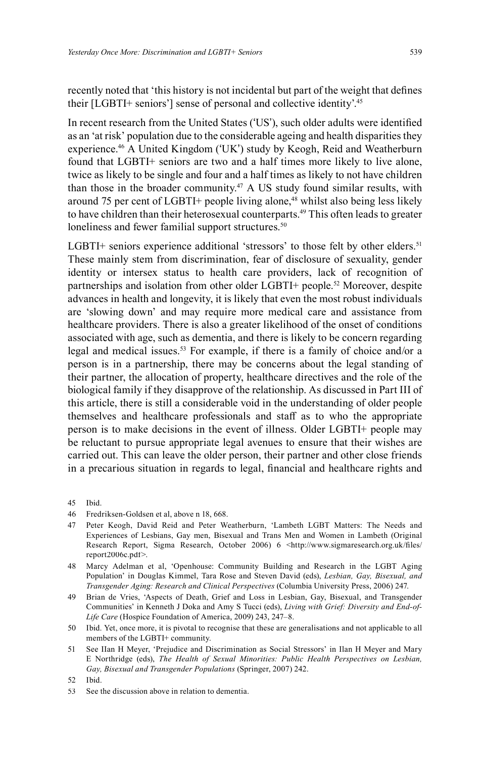recently noted that 'this history is not incidental but part of the weight that defines their [LGBTI+ seniors'] sense of personal and collective identity'.[45]

In recent research from the United States ('US'), such older adults were identified as an 'at risk' population due to the considerable ageing and health disparities they experience.[46] A United Kingdom ('UK') study by Keogh, Reid and Weatherburn found that LGBTI+ seniors are two and a half times more likely to live alone, twice as likely to be single and four and a half times as likely to not have children than those in the broader community.[47] A US study found similar results, with around 75 per cent of LGBTI+ people living alone,[48] whilst also being less likely to have children than their heterosexual counterparts.[49] This often leads to greater loneliness and fewer familial support structures.[50]

LGBTI+ seniors experience additional 'stressors' to those felt by other elders.[51] These mainly stem from discrimination, fear of disclosure of sexuality, gender identity or intersex status to health care providers, lack of recognition of partnerships and isolation from other older LGBTI+ people.[52] Moreover, despite advances in health and longevity, it is likely that even the most robust individuals are 'slowing down' and may require more medical care and assistance from healthcare providers. There is also a greater likelihood of the onset of conditions associated with age, such as dementia, and there is likely to be concern regarding legal and medical issues.[53] For example, if there is a family of choice and/or a person is in a partnership, there may be concerns about the legal standing of their partner, the allocation of property, healthcare directives and the role of the biological family if they disapprove of the relationship. As discussed in Part III of this article, there is still a considerable void in the understanding of older people themselves and healthcare professionals and staff as to who the appropriate person is to make decisions in the event of illness. Older LGBTI+ people may be reluctant to pursue appropriate legal avenues to ensure that their wishes are carried out. This can leave the older person, their partner and other close friends in a precarious situation in regards to legal, financial and healthcare rights and

45 Ibid.

46 Fredriksen-Goldsen et al, above n 18, 668.

47 Peter Keogh, David Reid and Peter Weatherburn, 'Lambeth LGBT Matters: The Needs and Experiences of Lesbians, Gay men, Bisexual and Trans Men and Women in Lambeth (Original Research Report, Sigma Research, October 2006) 6 <http://www.sigmaresearch.org.uk/files/report2006c.pdf>.

48 Marcy Adelman et al, 'Openhouse: Community Building and Research in the LGBT Aging Population' in Douglas Kimmel, Tara Rose and Steven David (eds), *Lesbian, Gay, Bisexual, and Transgender Aging: Research and Clinical Perspectives* (Columbia University Press, 2006) 247.

49 Brian de Vries, 'Aspects of Death, Grief and Loss in Lesbian, Gay, Bisexual, and Transgender Communities' in Kenneth J Doka and Amy S Tucci (eds), *Living with Grief: Diversity and End-of-Life Care* (Hospice Foundation of America, 2009) 243, 247–8.

50 Ibid. Yet, once more, it is pivotal to recognise that these are generalisations and not applicable to all members of the LGBTI+ community.

51 See IIan H Meyer, 'Prejudice and Discrimination as Social Stressors' in Ilan H Meyer and Mary E Northridge (eds), *The Health of Sexual Minorities: Public Health Perspectives on Lesbian, Gay, Bisexual and Transgender Populations* (Springer, 2007) 242.

52 Ibid.

53 See the discussion above in relation to dementia.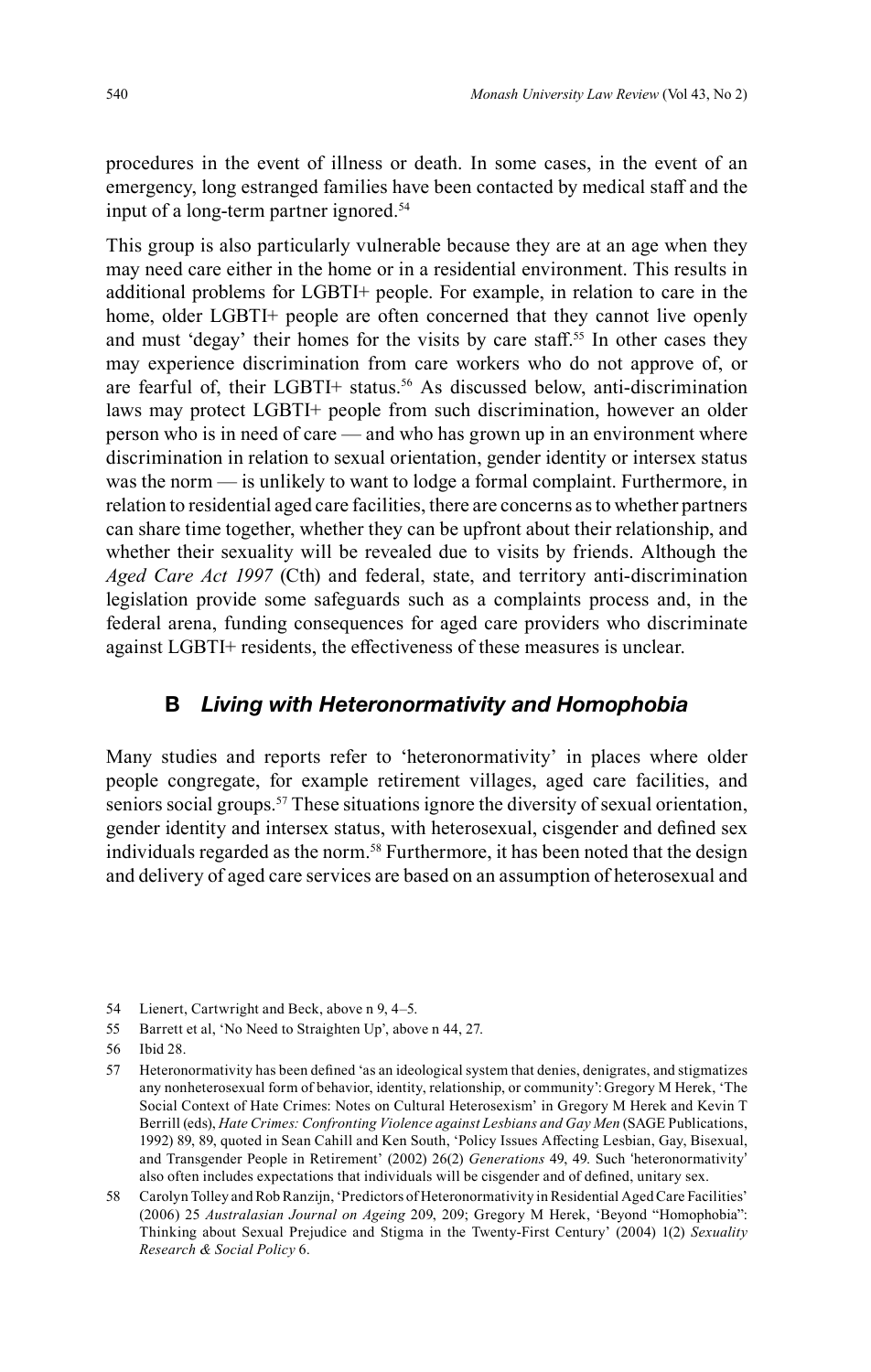procedures in the event of illness or death. In some cases, in the event of an emergency, long estranged families have been contacted by medical staff and the input of a long-term partner ignored.[54]

This group is also particularly vulnerable because they are at an age when they may need care either in the home or in a residential environment. This results in additional problems for LGBTI+ people. For example, in relation to care in the home, older LGBTI+ people are often concerned that they cannot live openly and must 'degay' their homes for the visits by care staff.[55] In other cases they may experience discrimination from care workers who do not approve of, or are fearful of, their LGBTI+ status.[56] As discussed below, anti-discrimination laws may protect LGBTI+ people from such discrimination, however an older person who is in need of care — and who has grown up in an environment where discrimination in relation to sexual orientation, gender identity or intersex status was the norm — is unlikely to want to lodge a formal complaint. Furthermore, in relation to residential aged care facilities, there are concerns as to whether partners can share time together, whether they can be upfront about their relationship, and whether their sexuality will be revealed due to visits by friends. Although the *Aged Care Act 1997* (Cth) and federal, state, and territory anti-discrimination legislation provide some safeguards such as a complaints process and, in the federal arena, funding consequences for aged care providers who discriminate against LGBTI+ residents, the effectiveness of these measures is unclear.

## B *Living with Heteronormativity and Homophobia*

Many studies and reports refer to 'heteronormativity' in places where older people congregate, for example retirement villages, aged care facilities, and seniors social groups.[57] These situations ignore the diversity of sexual orientation, gender identity and intersex status, with heterosexual, cisgender and defined sex individuals regarded as the norm.[58] Furthermore, it has been noted that the design and delivery of aged care services are based on an assumption of heterosexual and

54 Lienert, Cartwright and Beck, above n 9, 4–5.

55 Barrett et al, 'No Need to Straighten Up', above n 44, 27.

56 Ibid 28.

57 Heteronormativity has been defined 'as an ideological system that denies, denigrates, and stigmatizes any nonheterosexual form of behavior, identity, relationship, or community': Gregory M Herek, 'The Social Context of Hate Crimes: Notes on Cultural Heterosexism' in Gregory M Herek and Kevin T Berrill (eds), *Hate Crimes: Confronting Violence against Lesbians and Gay Men* (SAGE Publications, 1992) 89, 89, quoted in Sean Cahill and Ken South, 'Policy Issues Affecting Lesbian, Gay, Bisexual, and Transgender People in Retirement' (2002) 26(2) *Generations* 49, 49. Such 'heteronormativity' also often includes expectations that individuals will be cisgender and of defined, unitary sex.

58 Carolyn Tolley and Rob Ranzijn, 'Predictors of Heteronormativity in Residential Aged Care Facilities' (2006) 25 *Australasian Journal on Ageing* 209, 209; Gregory M Herek, 'Beyond "Homophobia": Thinking about Sexual Prejudice and Stigma in the Twenty-First Century' (2004) 1(2) *Sexuality Research & Social Policy* 6.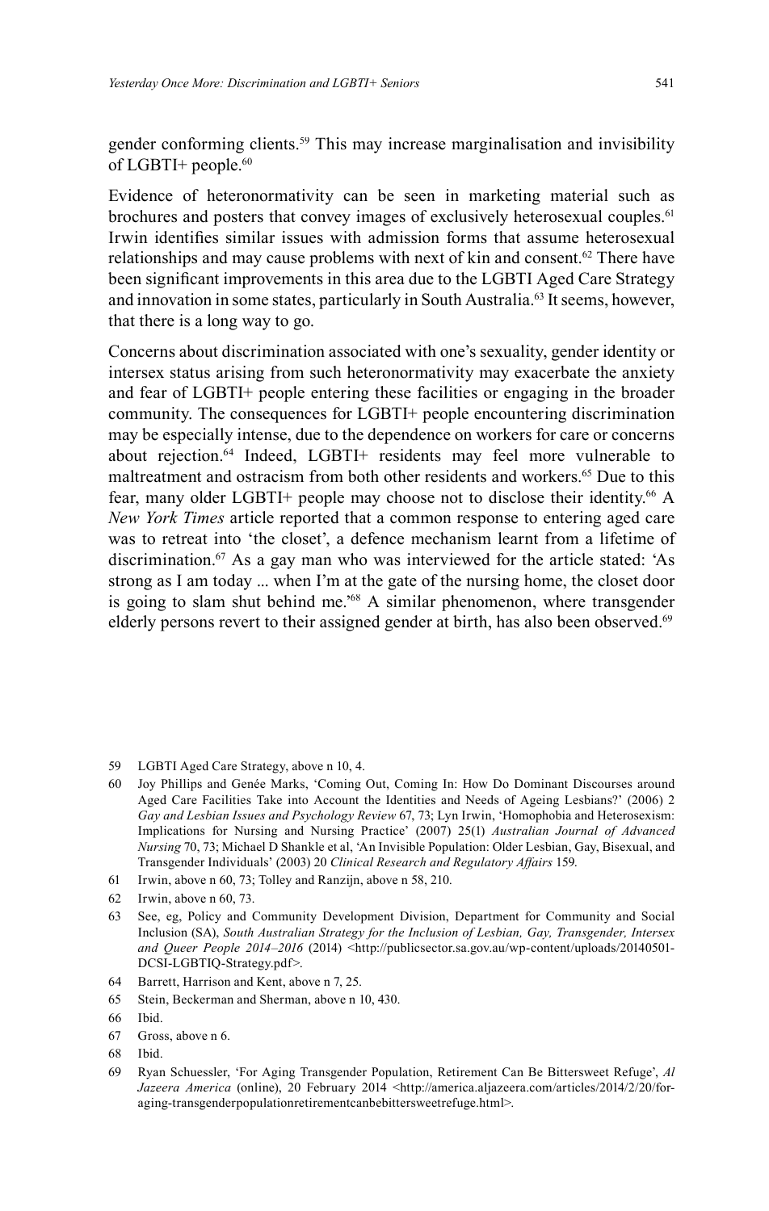gender conforming clients.[59] This may increase marginalisation and invisibility of LGBTI+ people.[60]

Evidence of heteronormativity can be seen in marketing material such as brochures and posters that convey images of exclusively heterosexual couples.[61] Irwin identifies similar issues with admission forms that assume heterosexual relationships and may cause problems with next of kin and consent.[62] There have been significant improvements in this area due to the LGBTI Aged Care Strategy and innovation in some states, particularly in South Australia.[63] It seems, however, that there is a long way to go.

Concerns about discrimination associated with one's sexuality, gender identity or intersex status arising from such heteronormativity may exacerbate the anxiety and fear of LGBTI+ people entering these facilities or engaging in the broader community. The consequences for LGBTI+ people encountering discrimination may be especially intense, due to the dependence on workers for care or concerns about rejection.[64] Indeed, LGBTI+ residents may feel more vulnerable to maltreatment and ostracism from both other residents and workers.[65] Due to this fear, many older LGBTI+ people may choose not to disclose their identity.[66] A *New York Times* article reported that a common response to entering aged care was to retreat into 'the closet', a defence mechanism learnt from a lifetime of discrimination.[67] As a gay man who was interviewed for the article stated: 'As strong as I am today ... when I'm at the gate of the nursing home, the closet door is going to slam shut behind me.'[68] A similar phenomenon, where transgender elderly persons revert to their assigned gender at birth, has also been observed.[69]

59 LGBTI Aged Care Strategy, above n 10, 4.

60 Joy Phillips and Genée Marks, 'Coming Out, Coming In: How Do Dominant Discourses around Aged Care Facilities Take into Account the Identities and Needs of Ageing Lesbians?' (2006) 2 *Gay and Lesbian Issues and Psychology Review* 67, 73; Lyn Irwin, 'Homophobia and Heterosexism: Implications for Nursing and Nursing Practice' (2007) 25(1) *Australian Journal of Advanced Nursing* 70, 73; Michael D Shankle et al, 'An Invisible Population: Older Lesbian, Gay, Bisexual, and Transgender Individuals' (2003) 20 *Clinical Research and Regulatory Affairs* 159.

61 Irwin, above n 60, 73; Tolley and Ranzijn, above n 58, 210.

62 Irwin, above n 60, 73.

63 See, eg, Policy and Community Development Division, Department for Community and Social Inclusion (SA), *South Australian Strategy for the Inclusion of Lesbian, Gay, Transgender, Intersex and Queer People 2014–2016* (2014) <http://publicsector.sa.gov.au/wp-content/uploads/20140501-DCSI-LGBTIQ-Strategy.pdf>.

64 Barrett, Harrison and Kent, above n 7, 25.

65 Stein, Beckerman and Sherman, above n 10, 430.

66 Ibid.

67 Gross, above n 6.

68 Ibid.

69 Ryan Schuessler, 'For Aging Transgender Population, Retirement Can Be Bittersweet Refuge', *Al Jazeera America* (online), 20 February 2014 <http://america.aljazeera.com/articles/2014/2/20/for-aging-transgenderpopulationretirementcanbebittersweetrefuge.html>.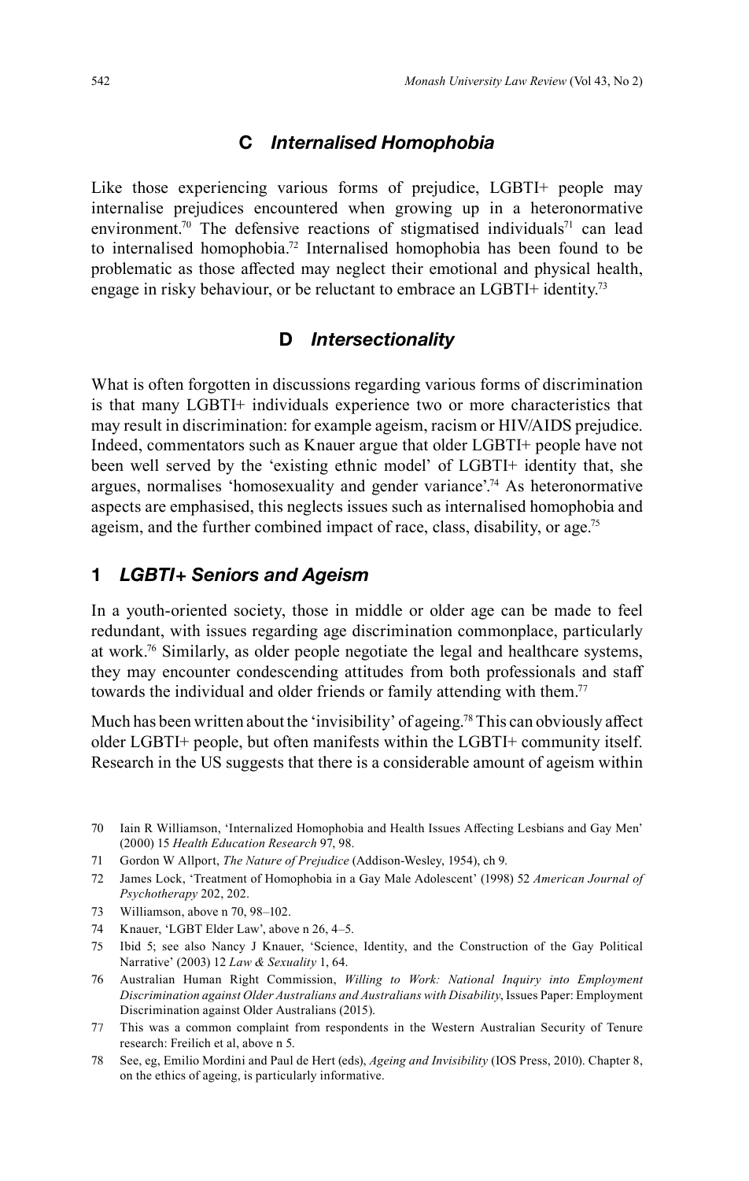## C *Internalised Homophobia*

Like those experiencing various forms of prejudice, LGBTI+ people may internalise prejudices encountered when growing up in a heteronormative environment.[70] The defensive reactions of stigmatised individuals[71] can lead to internalised homophobia.[72] Internalised homophobia has been found to be problematic as those affected may neglect their emotional and physical health, engage in risky behaviour, or be reluctant to embrace an LGBTI+ identity.[73]

## D *Intersectionality*

What is often forgotten in discussions regarding various forms of discrimination is that many LGBTI+ individuals experience two or more characteristics that may result in discrimination: for example ageism, racism or HIV/AIDS prejudice. Indeed, commentators such as Knauer argue that older LGBTI+ people have not been well served by the 'existing ethnic model' of LGBTI+ identity that, she argues, normalises 'homosexuality and gender variance'.[74] As heteronormative aspects are emphasised, this neglects issues such as internalised homophobia and ageism, and the further combined impact of race, class, disability, or age.[75]

### 1 *LGBTI+ Seniors and Ageism*

In a youth-oriented society, those in middle or older age can be made to feel redundant, with issues regarding age discrimination commonplace, particularly at work.[76] Similarly, as older people negotiate the legal and healthcare systems, they may encounter condescending attitudes from both professionals and staff towards the individual and older friends or family attending with them.[77]

Much has been written about the 'invisibility' of ageing.[78] This can obviously affect older LGBTI+ people, but often manifests within the LGBTI+ community itself. Research in the US suggests that there is a considerable amount of ageism within

---

70 Iain R Williamson, 'Internalized Homophobia and Health Issues Affecting Lesbians and Gay Men' (2000) 15 *Health Education Research* 97, 98.

71 Gordon W Allport, *The Nature of Prejudice* (Addison-Wesley, 1954), ch 9.

72 James Lock, 'Treatment of Homophobia in a Gay Male Adolescent' (1998) 52 *American Journal of Psychotherapy* 202, 202.

73 Williamson, above n 70, 98–102.

74 Knauer, 'LGBT Elder Law', above n 26, 4–5.

75 Ibid 5; see also Nancy J Knauer, 'Science, Identity, and the Construction of the Gay Political Narrative' (2003) 12 *Law & Sexuality* 1, 64.

76 Australian Human Right Commission, *Willing to Work: National Inquiry into Employment Discrimination against Older Australians and Australians with Disability*, Issues Paper: Employment Discrimination against Older Australians (2015).

77 This was a common complaint from respondents in the Western Australian Security of Tenure research: Freilich et al, above n 5.

78 See, eg, Emilio Mordini and Paul de Hert (eds), *Ageing and Invisibility* (IOS Press, 2010). Chapter 8, on the ethics of ageing, is particularly informative.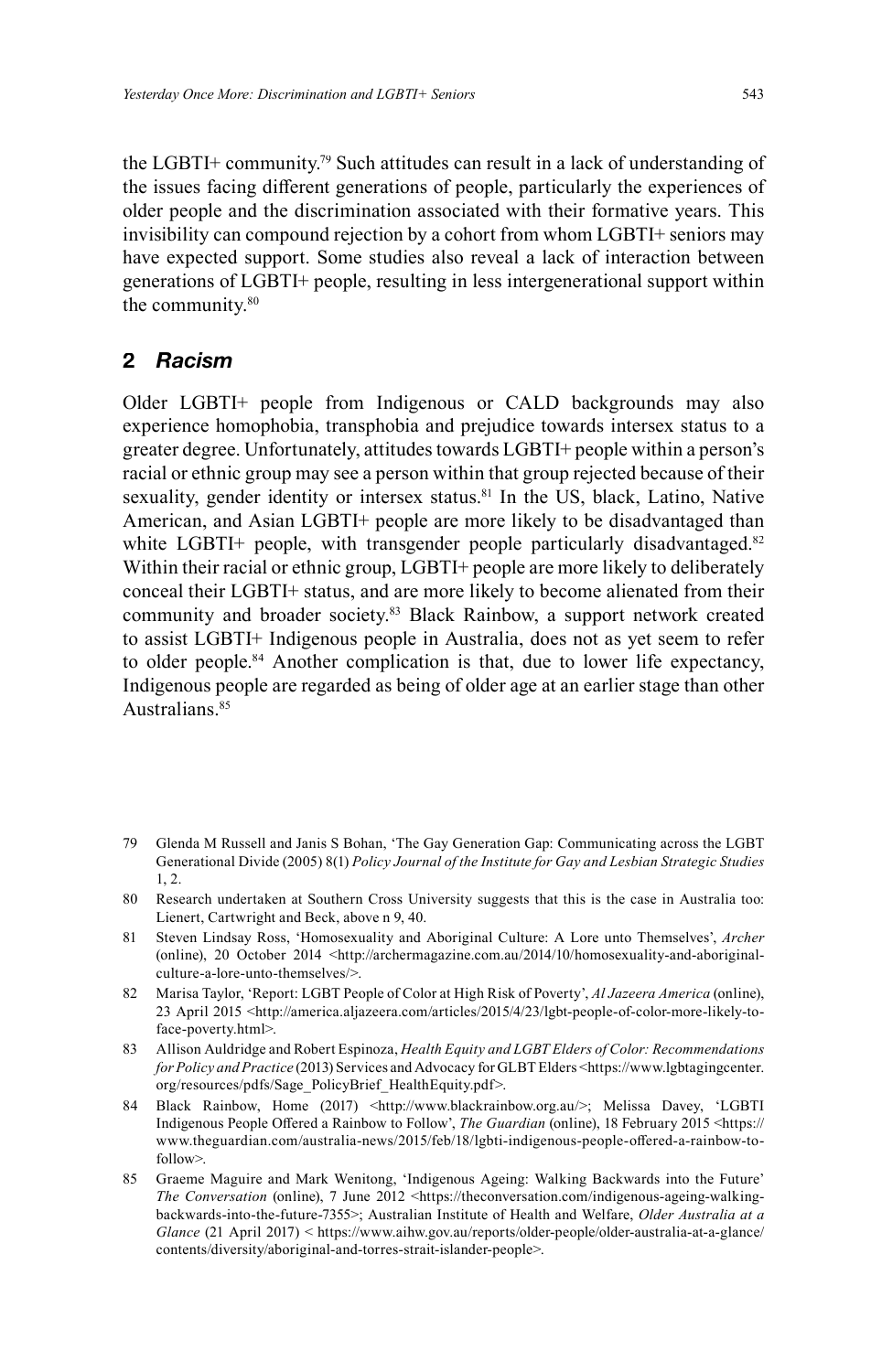the LGBTI+ community.[79] Such attitudes can result in a lack of understanding of the issues facing different generations of people, particularly the experiences of older people and the discrimination associated with their formative years. This invisibility can compound rejection by a cohort from whom LGBTI+ seniors may have expected support. Some studies also reveal a lack of interaction between generations of LGBTI+ people, resulting in less intergenerational support within the community.[80]

## 2 *Racism*

Older LGBTI+ people from Indigenous or CALD backgrounds may also experience homophobia, transphobia and prejudice towards intersex status to a greater degree. Unfortunately, attitudes towards LGBTI+ people within a person's racial or ethnic group may see a person within that group rejected because of their sexuality, gender identity or intersex status.[81] In the US, black, Latino, Native American, and Asian LGBTI+ people are more likely to be disadvantaged than white LGBTI+ people, with transgender people particularly disadvantaged.[82] Within their racial or ethnic group, LGBTI+ people are more likely to deliberately conceal their LGBTI+ status, and are more likely to become alienated from their community and broader society.[83] Black Rainbow, a support network created to assist LGBTI+ Indigenous people in Australia, does not as yet seem to refer to older people.[84] Another complication is that, due to lower life expectancy, Indigenous people are regarded as being of older age at an earlier stage than other Australians.[85]

79 Glenda M Russell and Janis S Bohan, 'The Gay Generation Gap: Communicating across the LGBT Generational Divide (2005) 8(1) *Policy Journal of the Institute for Gay and Lesbian Strategic Studies* 1, 2.

80 Research undertaken at Southern Cross University suggests that this is the case in Australia too: Lienert, Cartwright and Beck, above n 9, 40.

81 Steven Lindsay Ross, 'Homosexuality and Aboriginal Culture: A Lore unto Themselves', *Archer* (online), 20 October 2014 <http://archermagazine.com.au/2014/10/homosexuality-and-aboriginal-culture-a-lore-unto-themselves/>.

82 Marisa Taylor, 'Report: LGBT People of Color at High Risk of Poverty', *Al Jazeera America* (online), 23 April 2015 <http://america.aljazeera.com/articles/2015/4/23/lgbt-people-of-color-more-likely-to-face-poverty.html>.

83 Allison Auldridge and Robert Espinoza, *Health Equity and LGBT Elders of Color: Recommendations for Policy and Practice* (2013) Services and Advocacy for GLBT Elders <https://www.lgbtagingcenter.org/resources/pdfs/Sage_PolicyBrief_HealthEquity.pdf>.

84 Black Rainbow, Home (2017) <http://www.blackrainbow.org.au/>; Melissa Davey, 'LGBTI Indigenous People Offered a Rainbow to Follow', *The Guardian* (online), 18 February 2015 <https://www.theguardian.com/australia-news/2015/feb/18/lgbti-indigenous-people-offered-a-rainbow-to-follow>.

85 Graeme Maguire and Mark Wenitong, 'Indigenous Ageing: Walking Backwards into the Future' *The Conversation* (online), 7 June 2012 <https://theconversation.com/indigenous-ageing-walking-backwards-into-the-future-7355>; Australian Institute of Health and Welfare, *Older Australia at a Glance* (21 April 2017) < https://www.aihw.gov.au/reports/older-people/older-australia-at-a-glance/contents/diversity/aboriginal-and-torres-strait-islander-people>.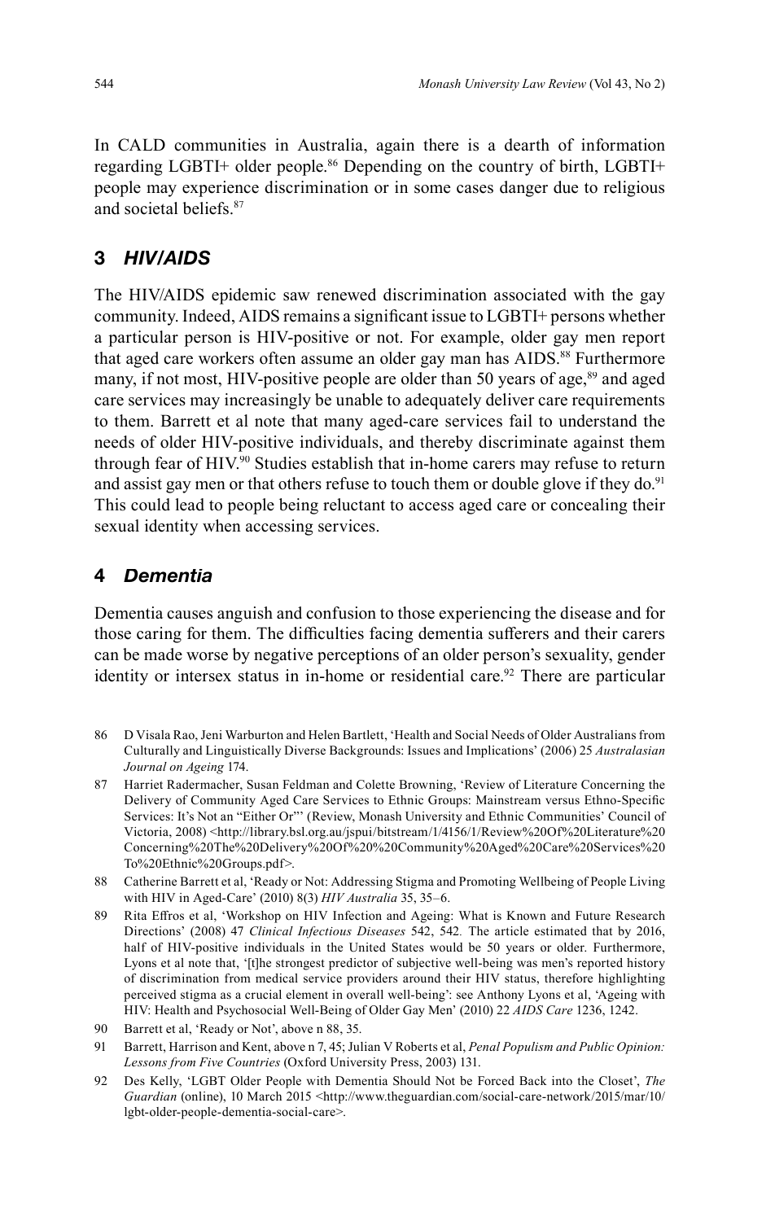In CALD communities in Australia, again there is a dearth of information regarding LGBTI+ older people.[86] Depending on the country of birth, LGBTI+ people may experience discrimination or in some cases danger due to religious and societal beliefs.[87]

### 3 *HIV/AIDS*

The HIV/AIDS epidemic saw renewed discrimination associated with the gay community. Indeed, AIDS remains a significant issue to LGBTI+ persons whether a particular person is HIV-positive or not. For example, older gay men report that aged care workers often assume an older gay man has AIDS.[88] Furthermore many, if not most, HIV-positive people are older than 50 years of age,[89] and aged care services may increasingly be unable to adequately deliver care requirements to them. Barrett et al note that many aged-care services fail to understand the needs of older HIV-positive individuals, and thereby discriminate against them through fear of HIV.[90] Studies establish that in-home carers may refuse to return and assist gay men or that others refuse to touch them or double glove if they do.[91] This could lead to people being reluctant to access aged care or concealing their sexual identity when accessing services.

### 4 *Dementia*

Dementia causes anguish and confusion to those experiencing the disease and for those caring for them. The difficulties facing dementia sufferers and their carers can be made worse by negative perceptions of an older person's sexuality, gender identity or intersex status in in-home or residential care.[92] There are particular

---

86 D Visala Rao, Jeni Warburton and Helen Bartlett, 'Health and Social Needs of Older Australians from Culturally and Linguistically Diverse Backgrounds: Issues and Implications' (2006) 25 *Australasian Journal on Ageing* 174.

87 Harriet Radermacher, Susan Feldman and Colette Browning, 'Review of Literature Concerning the Delivery of Community Aged Care Services to Ethnic Groups: Mainstream versus Ethno-Specific Services: It's Not an "Either Or"' (Review, Monash University and Ethnic Communities' Council of Victoria, 2008) <http://library.bsl.org.au/jspui/bitstream/1/4156/1/Review%20Of%20Literature%20Concerning%20The%20Delivery%20Of%20%20Community%20Aged%20Care%20Services%20To%20Ethnic%20Groups.pdf>.

88 Catherine Barrett et al, 'Ready or Not: Addressing Stigma and Promoting Wellbeing of People Living with HIV in Aged-Care' (2010) 8(3) *HIV Australia* 35, 35–6.

89 Rita Effros et al, 'Workshop on HIV Infection and Ageing: What is Known and Future Research Directions' (2008) 47 *Clinical Infectious Diseases* 542, 542. The article estimated that by 2016, half of HIV-positive individuals in the United States would be 50 years or older. Furthermore, Lyons et al note that, '[t]he strongest predictor of subjective well-being was men's reported history of discrimination from medical service providers around their HIV status, therefore highlighting perceived stigma as a crucial element in overall well-being': see Anthony Lyons et al, 'Ageing with HIV: Health and Psychosocial Well-Being of Older Gay Men' (2010) 22 *AIDS Care* 1236, 1242.

90 Barrett et al, 'Ready or Not', above n 88, 35.

91 Barrett, Harrison and Kent, above n 7, 45; Julian V Roberts et al, *Penal Populism and Public Opinion: Lessons from Five Countries* (Oxford University Press, 2003) 131.

92 Des Kelly, 'LGBT Older People with Dementia Should Not be Forced Back into the Closet', *The Guardian* (online), 10 March 2015 <http://www.theguardian.com/social-care-network/2015/mar/10/lgbt-older-people-dementia-social-care>.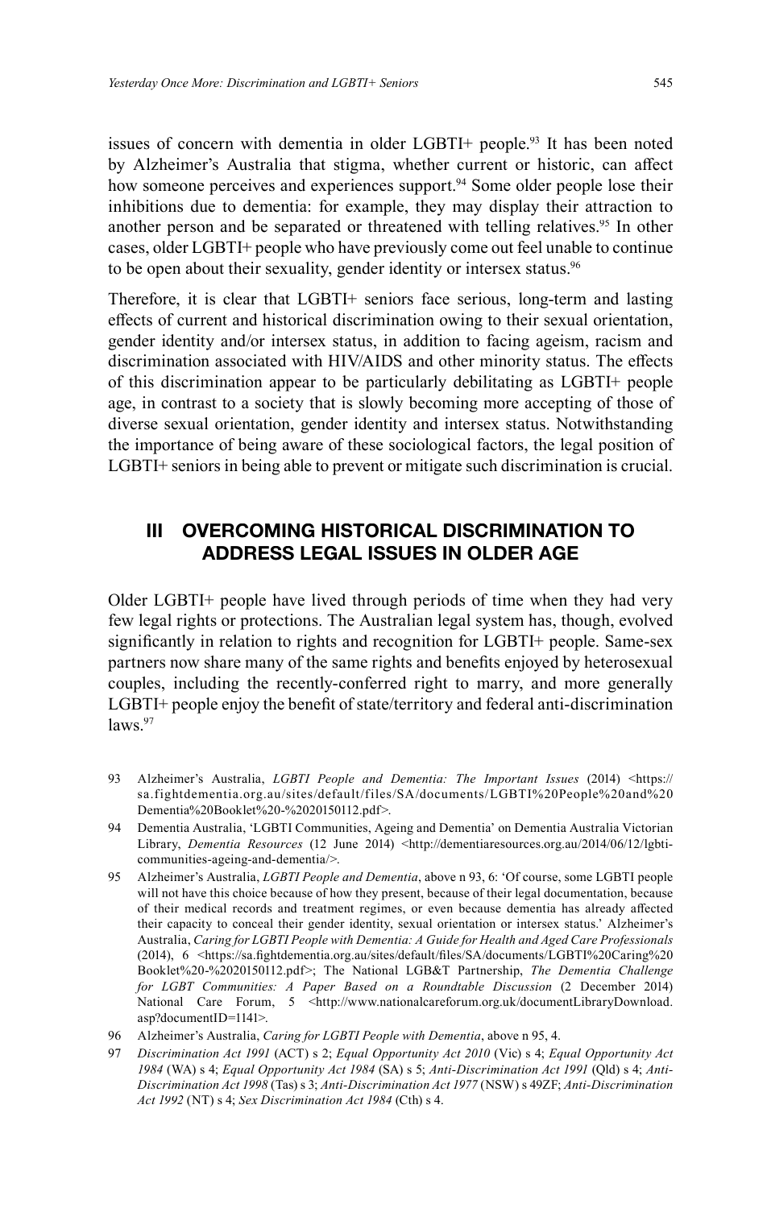issues of concern with dementia in older LGBTI+ people.[93] It has been noted by Alzheimer's Australia that stigma, whether current or historic, can affect how someone perceives and experiences support.[94] Some older people lose their inhibitions due to dementia: for example, they may display their attraction to another person and be separated or threatened with telling relatives.[95] In other cases, older LGBTI+ people who have previously come out feel unable to continue to be open about their sexuality, gender identity or intersex status.[96]

Therefore, it is clear that LGBTI+ seniors face serious, long-term and lasting effects of current and historical discrimination owing to their sexual orientation, gender identity and/or intersex status, in addition to facing ageism, racism and discrimination associated with HIV/AIDS and other minority status. The effects of this discrimination appear to be particularly debilitating as LGBTI+ people age, in contrast to a society that is slowly becoming more accepting of those of diverse sexual orientation, gender identity and intersex status. Notwithstanding the importance of being aware of these sociological factors, the legal position of LGBTI+ seniors in being able to prevent or mitigate such discrimination is crucial.

## III OVERCOMING HISTORICAL DISCRIMINATION TO ADDRESS LEGAL ISSUES IN OLDER AGE

Older LGBTI+ people have lived through periods of time when they had very few legal rights or protections. The Australian legal system has, though, evolved significantly in relation to rights and recognition for LGBTI+ people. Same-sex partners now share many of the same rights and benefits enjoyed by heterosexual couples, including the recently-conferred right to marry, and more generally LGBTI+ people enjoy the benefit of state/territory and federal anti-discrimination laws.[97]

93 Alzheimer's Australia, *LGBTI People and Dementia: The Important Issues* (2014) <https://sa.fightdementia.org.au/sites/default/files/SA/documents/LGBTI%20People%20and%20Dementia%20Booklet%20-%2020150112.pdf>.

94 Dementia Australia, 'LGBTI Communities, Ageing and Dementia' on Dementia Australia Victorian Library, *Dementia Resources* (12 June 2014) <http://dementiaresources.org.au/2014/06/12/lgbti-communities-ageing-and-dementia/>.

95 Alzheimer's Australia, *LGBTI People and Dementia*, above n 93, 6: 'Of course, some LGBTI people will not have this choice because of how they present, because of their legal documentation, because of their medical records and treatment regimes, or even because dementia has already affected their capacity to conceal their gender identity, sexual orientation or intersex status.' Alzheimer's Australia, *Caring for LGBTI People with Dementia: A Guide for Health and Aged Care Professionals* (2014), 6 <https://sa.fightdementia.org.au/sites/default/files/SA/documents/LGBTI%20Caring%20Booklet%20-%2020150112.pdf>; The National LGB&T Partnership, *The Dementia Challenge for LGBT Communities: A Paper Based on a Roundtable Discussion* (2 December 2014) National Care Forum, 5 <http://www.nationalcareforum.org.uk/documentLibraryDownload.asp?documentID=1141>.

96 Alzheimer's Australia, *Caring for LGBTI People with Dementia*, above n 95, 4.

97 *Discrimination Act 1991* (ACT) s 2; *Equal Opportunity Act 2010* (Vic) s 4; *Equal Opportunity Act 1984* (WA) s 4; *Equal Opportunity Act 1984* (SA) s 5; *Anti-Discrimination Act 1991* (Qld) s 4; *Anti-Discrimination Act 1998* (Tas) s 3; *Anti-Discrimination Act 1977* (NSW) s 49ZF; *Anti-Discrimination Act 1992* (NT) s 4; *Sex Discrimination Act 1984* (Cth) s 4.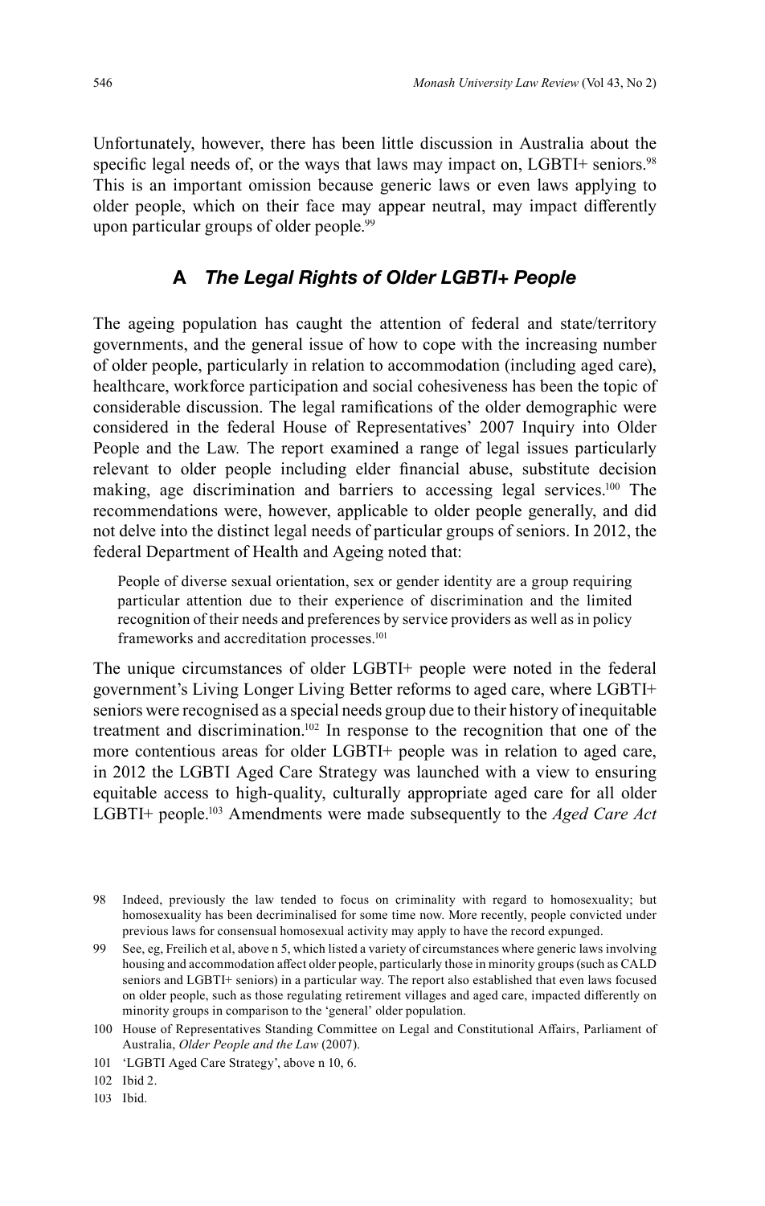Unfortunately, however, there has been little discussion in Australia about the specific legal needs of, or the ways that laws may impact on, LGBTI+ seniors.[98] This is an important omission because generic laws or even laws applying to older people, which on their face may appear neutral, may impact differently upon particular groups of older people.[99]

## A *The Legal Rights of Older LGBTI+ People*

The ageing population has caught the attention of federal and state/territory governments, and the general issue of how to cope with the increasing number of older people, particularly in relation to accommodation (including aged care), healthcare, workforce participation and social cohesiveness has been the topic of considerable discussion. The legal ramifications of the older demographic were considered in the federal House of Representatives' 2007 Inquiry into Older People and the Law. The report examined a range of legal issues particularly relevant to older people including elder financial abuse, substitute decision making, age discrimination and barriers to accessing legal services.[100] The recommendations were, however, applicable to older people generally, and did not delve into the distinct legal needs of particular groups of seniors. In 2012, the federal Department of Health and Ageing noted that:

> People of diverse sexual orientation, sex or gender identity are a group requiring particular attention due to their experience of discrimination and the limited recognition of their needs and preferences by service providers as well as in policy frameworks and accreditation processes.[101]

The unique circumstances of older LGBTI+ people were noted in the federal government's Living Longer Living Better reforms to aged care, where LGBTI+ seniors were recognised as a special needs group due to their history of inequitable treatment and discrimination.[102] In response to the recognition that one of the more contentious areas for older LGBTI+ people was in relation to aged care, in 2012 the LGBTI Aged Care Strategy was launched with a view to ensuring equitable access to high-quality, culturally appropriate aged care for all older LGBTI+ people.[103] Amendments were made subsequently to the *Aged Care Act*

---

98 Indeed, previously the law tended to focus on criminality with regard to homosexuality; but homosexuality has been decriminalised for some time now. More recently, people convicted under previous laws for consensual homosexual activity may apply to have the record expunged.

99 See, eg, Freilich et al, above n 5, which listed a variety of circumstances where generic laws involving housing and accommodation affect older people, particularly those in minority groups (such as CALD seniors and LGBTI+ seniors) in a particular way. The report also established that even laws focused on older people, such as those regulating retirement villages and aged care, impacted differently on minority groups in comparison to the 'general' older population.

100 House of Representatives Standing Committee on Legal and Constitutional Affairs, Parliament of Australia, *Older People and the Law* (2007).

101 'LGBTI Aged Care Strategy', above n 10, 6.

102 Ibid 2.

103 Ibid.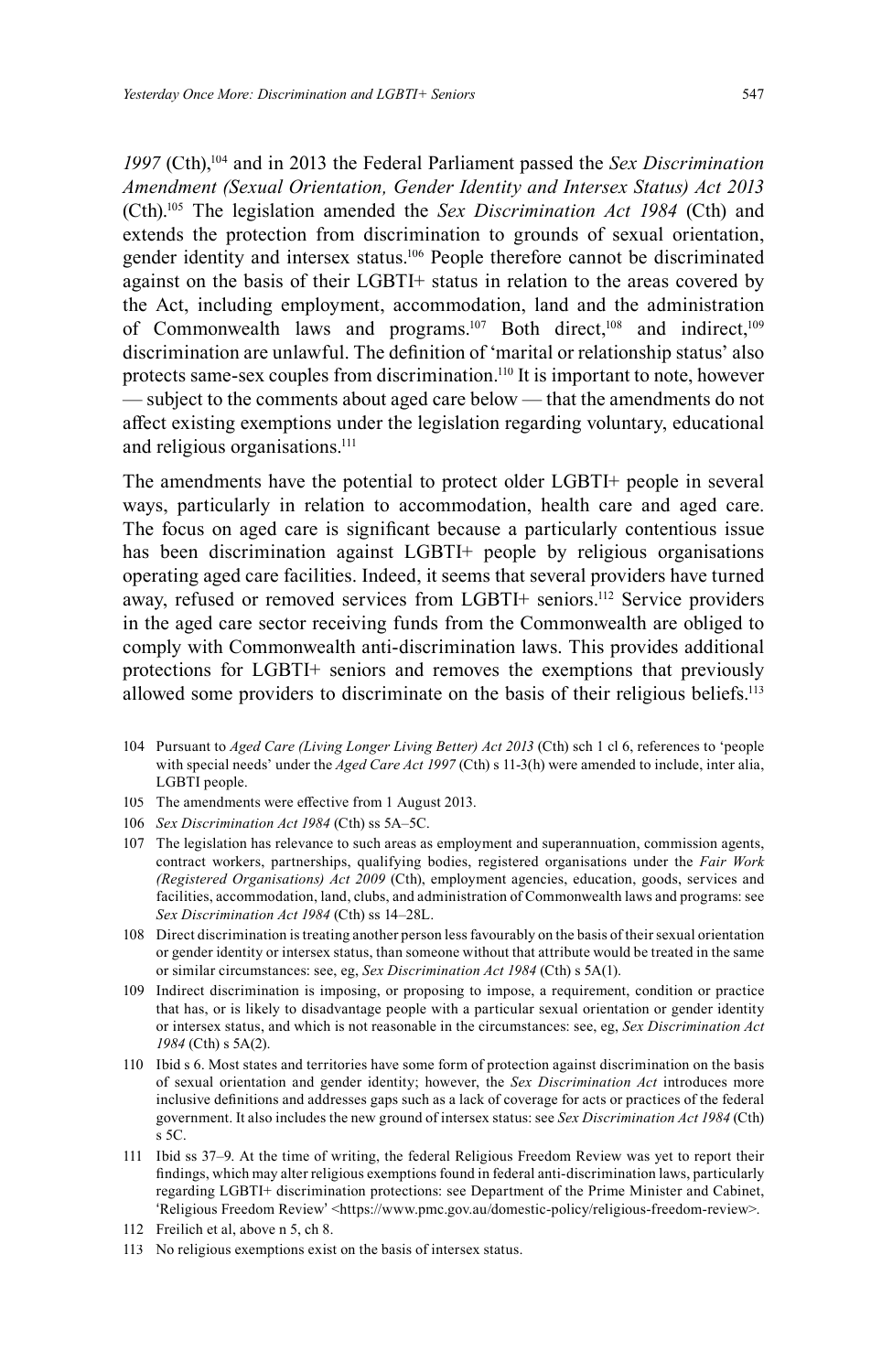*1997* (Cth),[104] and in 2013 the Federal Parliament passed the *Sex Discrimination Amendment (Sexual Orientation, Gender Identity and Intersex Status) Act 2013* (Cth).[105] The legislation amended the *Sex Discrimination Act 1984* (Cth) and extends the protection from discrimination to grounds of sexual orientation, gender identity and intersex status.[106] People therefore cannot be discriminated against on the basis of their LGBTI+ status in relation to the areas covered by the Act, including employment, accommodation, land and the administration of Commonwealth laws and programs.[107] Both direct,[108] and indirect,[109] discrimination are unlawful. The definition of 'marital or relationship status' also protects same-sex couples from discrimination.[110] It is important to note, however — subject to the comments about aged care below — that the amendments do not affect existing exemptions under the legislation regarding voluntary, educational and religious organisations.[111]

The amendments have the potential to protect older LGBTI+ people in several ways, particularly in relation to accommodation, health care and aged care. The focus on aged care is significant because a particularly contentious issue has been discrimination against LGBTI+ people by religious organisations operating aged care facilities. Indeed, it seems that several providers have turned away, refused or removed services from LGBTI+ seniors.[112] Service providers in the aged care sector receiving funds from the Commonwealth are obliged to comply with Commonwealth anti-discrimination laws. This provides additional protections for LGBTI+ seniors and removes the exemptions that previously allowed some providers to discriminate on the basis of their religious beliefs.[113]

104 Pursuant to *Aged Care (Living Longer Living Better) Act 2013* (Cth) sch 1 cl 6, references to 'people with special needs' under the *Aged Care Act 1997* (Cth) s 11-3(h) were amended to include, inter alia, LGBTI people.

105 The amendments were effective from 1 August 2013.

106 *Sex Discrimination Act 1984* (Cth) ss 5A–5C.

107 The legislation has relevance to such areas as employment and superannuation, commission agents, contract workers, partnerships, qualifying bodies, registered organisations under the *Fair Work (Registered Organisations) Act 2009* (Cth), employment agencies, education, goods, services and facilities, accommodation, land, clubs, and administration of Commonwealth laws and programs: see *Sex Discrimination Act 1984* (Cth) ss 14–28L.

108 Direct discrimination is treating another person less favourably on the basis of their sexual orientation or gender identity or intersex status, than someone without that attribute would be treated in the same or similar circumstances: see, eg, *Sex Discrimination Act 1984* (Cth) s 5A(1).

109 Indirect discrimination is imposing, or proposing to impose, a requirement, condition or practice that has, or is likely to disadvantage people with a particular sexual orientation or gender identity or intersex status, and which is not reasonable in the circumstances: see, eg, *Sex Discrimination Act 1984* (Cth) s 5A(2).

110 Ibid s 6. Most states and territories have some form of protection against discrimination on the basis of sexual orientation and gender identity; however, the *Sex Discrimination Act* introduces more inclusive definitions and addresses gaps such as a lack of coverage for acts or practices of the federal government. It also includes the new ground of intersex status: see *Sex Discrimination Act 1984* (Cth) s 5C.

111 Ibid ss 37–9. At the time of writing, the federal Religious Freedom Review was yet to report their findings, which may alter religious exemptions found in federal anti-discrimination laws, particularly regarding LGBTI+ discrimination protections: see Department of the Prime Minister and Cabinet, 'Religious Freedom Review' <https://www.pmc.gov.au/domestic-policy/religious-freedom-review>.

112 Freilich et al, above n 5, ch 8.

113 No religious exemptions exist on the basis of intersex status.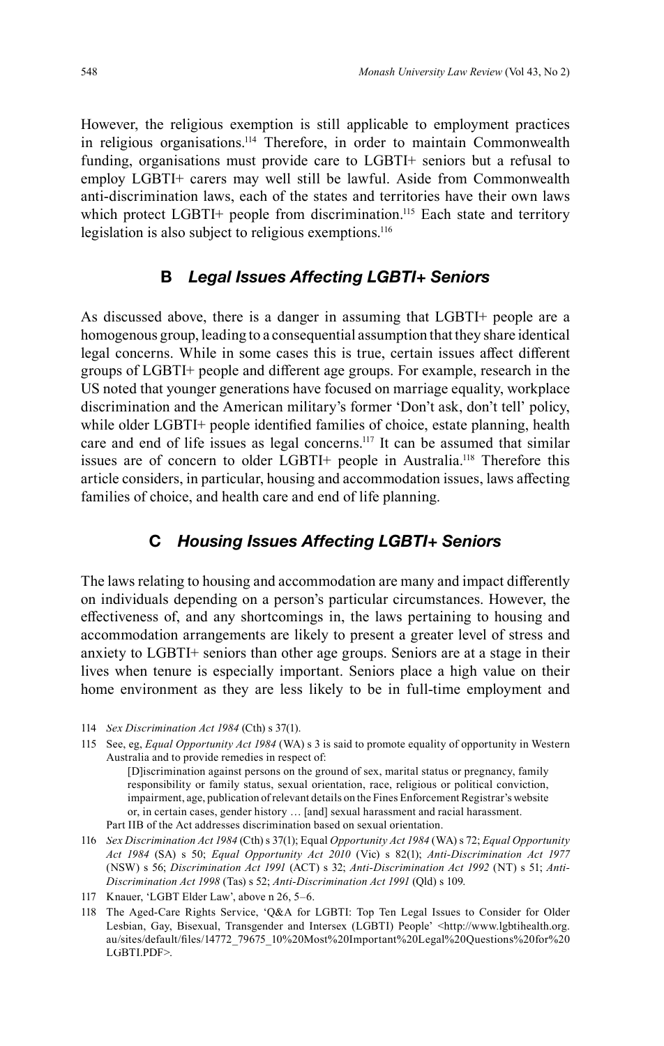However, the religious exemption is still applicable to employment practices in religious organisations.[114] Therefore, in order to maintain Commonwealth funding, organisations must provide care to LGBTI+ seniors but a refusal to employ LGBTI+ carers may well still be lawful. Aside from Commonwealth anti-discrimination laws, each of the states and territories have their own laws which protect LGBTI+ people from discrimination.[115] Each state and territory legislation is also subject to religious exemptions.[116]

## B *Legal Issues Affecting LGBTI+ Seniors*

As discussed above, there is a danger in assuming that LGBTI+ people are a homogenous group, leading to a consequential assumption that they share identical legal concerns. While in some cases this is true, certain issues affect different groups of LGBTI+ people and different age groups. For example, research in the US noted that younger generations have focused on marriage equality, workplace discrimination and the American military's former 'Don't ask, don't tell' policy, while older LGBTI+ people identified families of choice, estate planning, health care and end of life issues as legal concerns.[117] It can be assumed that similar issues are of concern to older LGBTI+ people in Australia.[118] Therefore this article considers, in particular, housing and accommodation issues, laws affecting families of choice, and health care and end of life planning.

## C *Housing Issues Affecting LGBTI+ Seniors*

The laws relating to housing and accommodation are many and impact differently on individuals depending on a person's particular circumstances. However, the effectiveness of, and any shortcomings in, the laws pertaining to housing and accommodation arrangements are likely to present a greater level of stress and anxiety to LGBTI+ seniors than other age groups. Seniors are at a stage in their lives when tenure is especially important. Seniors place a high value on their home environment as they are less likely to be in full-time employment and

---

114 *Sex Discrimination Act 1984* (Cth) s 37(1).

115 See, eg, *Equal Opportunity Act 1984* (WA) s 3 is said to promote equality of opportunity in Western Australia and to provide remedies in respect of:

> [D]iscrimination against persons on the ground of sex, marital status or pregnancy, family responsibility or family status, sexual orientation, race, religious or political conviction, impairment, age, publication of relevant details on the Fines Enforcement Registrar's website or, in certain cases, gender history … [and] sexual harassment and racial harassment.

Part IIB of the Act addresses discrimination based on sexual orientation.

116 *Sex Discrimination Act 1984* (Cth) s 37(1); Equal *Opportunity Act 1984* (WA) s 72; *Equal Opportunity Act 1984* (SA) s 50; *Equal Opportunity Act 2010* (Vic) s 82(1); *Anti-Discrimination Act 1977* (NSW) s 56; *Discrimination Act 1991* (ACT) s 32; *Anti-Discrimination Act 1992* (NT) s 51; *Anti-Discrimination Act 1998* (Tas) s 52; *Anti-Discrimination Act 1991* (Qld) s 109.

117 Knauer, 'LGBT Elder Law', above n 26, 5–6.

118 The Aged-Care Rights Service, 'Q&A for LGBTI: Top Ten Legal Issues to Consider for Older Lesbian, Gay, Bisexual, Transgender and Intersex (LGBTI) People' <http://www.lgbtihealth.org.au/sites/default/files/14772_79675_10%20Most%20Important%20Legal%20Questions%20for%20LGBTI.PDF>.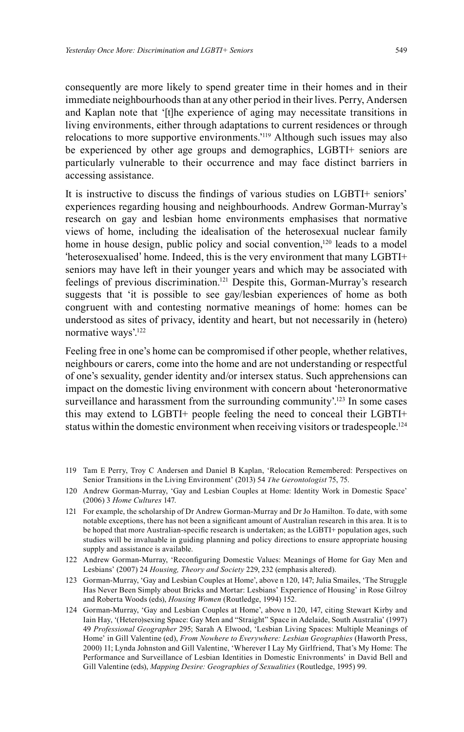consequently are more likely to spend greater time in their homes and in their immediate neighbourhoods than at any other period in their lives. Perry, Andersen and Kaplan note that '[t]he experience of aging may necessitate transitions in living environments, either through adaptations to current residences or through relocations to more supportive environments.'[119] Although such issues may also be experienced by other age groups and demographics, LGBTI+ seniors are particularly vulnerable to their occurrence and may face distinct barriers in accessing assistance.

It is instructive to discuss the findings of various studies on LGBTI+ seniors' experiences regarding housing and neighbourhoods. Andrew Gorman-Murray's research on gay and lesbian home environments emphasises that normative views of home, including the idealisation of the heterosexual nuclear family home in house design, public policy and social convention,[120] leads to a model 'heterosexualised' home. Indeed, this is the very environment that many LGBTI+ seniors may have left in their younger years and which may be associated with feelings of previous discrimination.[121] Despite this, Gorman-Murray's research suggests that 'it is possible to see gay/lesbian experiences of home as both congruent with and contesting normative meanings of home: homes can be understood as sites of privacy, identity and heart, but not necessarily in (hetero) normative ways'.[122]

Feeling free in one's home can be compromised if other people, whether relatives, neighbours or carers, come into the home and are not understanding or respectful of one's sexuality, gender identity and/or intersex status. Such apprehensions can impact on the domestic living environment with concern about 'heteronormative surveillance and harassment from the surrounding community'.[123] In some cases this may extend to LGBTI+ people feeling the need to conceal their LGBTI+ status within the domestic environment when receiving visitors or tradespeople.[124]

119 Tam E Perry, Troy C Andersen and Daniel B Kaplan, 'Relocation Remembered: Perspectives on Senior Transitions in the Living Environment' (2013) 54 *The Gerontologist* 75, 75.

120 Andrew Gorman-Murray, 'Gay and Lesbian Couples at Home: Identity Work in Domestic Space' (2006) 3 *Home Cultures* 147.

121 For example, the scholarship of Dr Andrew Gorman-Murray and Dr Jo Hamilton. To date, with some notable exceptions, there has not been a significant amount of Australian research in this area. It is to be hoped that more Australian-specific research is undertaken; as the LGBTI+ population ages, such studies will be invaluable in guiding planning and policy directions to ensure appropriate housing supply and assistance is available.

122 Andrew Gorman-Murray, 'Reconfiguring Domestic Values: Meanings of Home for Gay Men and Lesbians' (2007) 24 *Housing, Theory and Society* 229, 232 (emphasis altered).

123 Gorman-Murray, 'Gay and Lesbian Couples at Home', above n 120, 147; Julia Smailes, 'The Struggle Has Never Been Simply about Bricks and Mortar: Lesbians' Experience of Housing' in Rose Gilroy and Roberta Woods (eds), *Housing Women* (Routledge, 1994) 152.

124 Gorman-Murray, 'Gay and Lesbian Couples at Home', above n 120, 147, citing Stewart Kirby and Iain Hay, '(Hetero)sexing Space: Gay Men and "Straight" Space in Adelaide, South Australia' (1997) 49 *Professional Geographer* 295; Sarah A Elwood, 'Lesbian Living Spaces: Multiple Meanings of Home' in Gill Valentine (ed), *From Nowhere to Everywhere: Lesbian Geographies* (Haworth Press, 2000) 11; Lynda Johnston and Gill Valentine, 'Wherever I Lay My Girlfriend, That's My Home: The Performance and Surveillance of Lesbian Identities in Domestic Enivronments' in David Bell and Gill Valentine (eds), *Mapping Desire: Geographies of Sexualities* (Routledge, 1995) 99.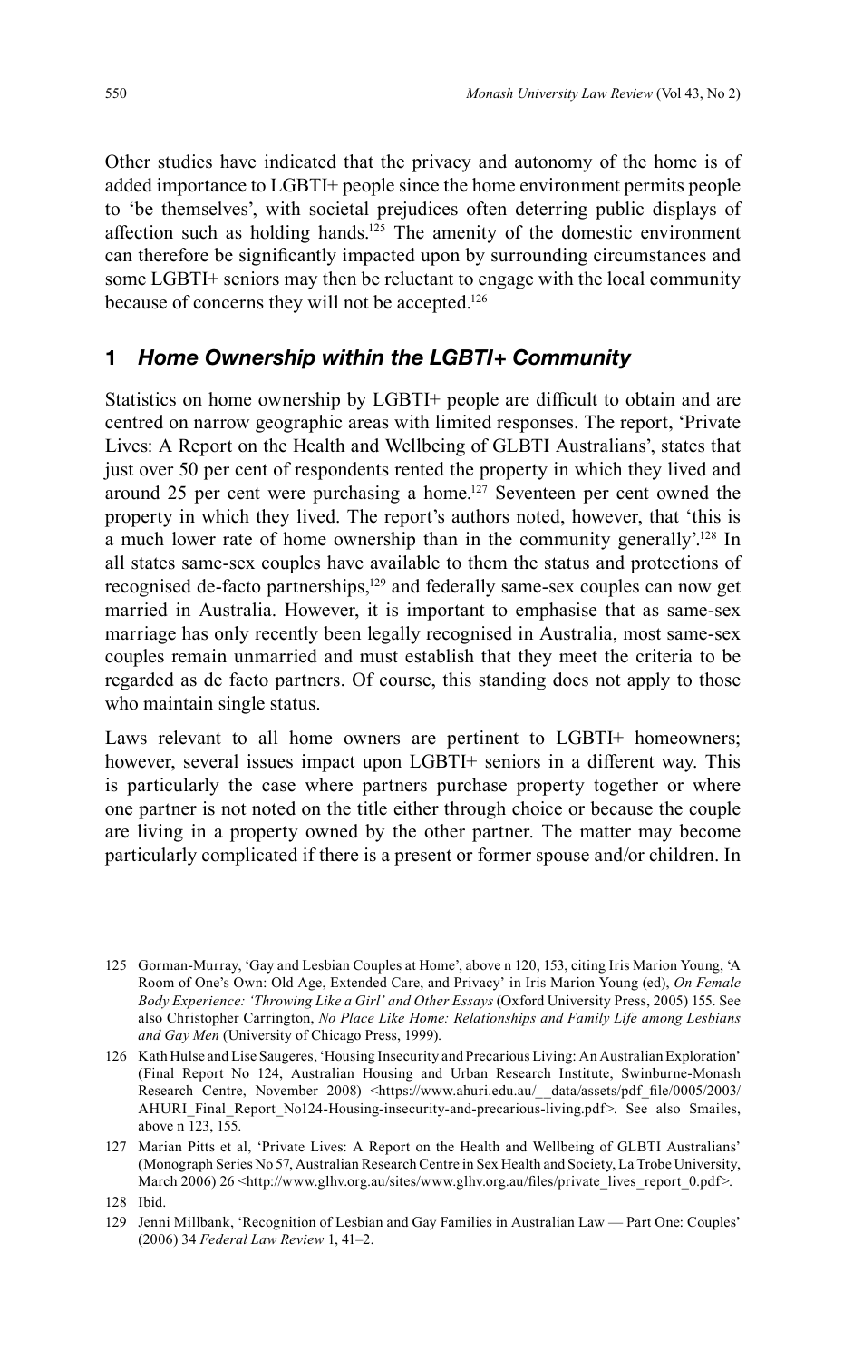Other studies have indicated that the privacy and autonomy of the home is of added importance to LGBTI+ people since the home environment permits people to 'be themselves', with societal prejudices often deterring public displays of affection such as holding hands.[125] The amenity of the domestic environment can therefore be significantly impacted upon by surrounding circumstances and some LGBTI+ seniors may then be reluctant to engage with the local community because of concerns they will not be accepted.[126]

## 1 *Home Ownership within the LGBTI+ Community*

Statistics on home ownership by LGBTI+ people are difficult to obtain and are centred on narrow geographic areas with limited responses. The report, 'Private Lives: A Report on the Health and Wellbeing of GLBTI Australians', states that just over 50 per cent of respondents rented the property in which they lived and around 25 per cent were purchasing a home.[127] Seventeen per cent owned the property in which they lived. The report's authors noted, however, that 'this is a much lower rate of home ownership than in the community generally'.[128] In all states same-sex couples have available to them the status and protections of recognised de-facto partnerships,[129] and federally same-sex couples can now get married in Australia. However, it is important to emphasise that as same-sex marriage has only recently been legally recognised in Australia, most same-sex couples remain unmarried and must establish that they meet the criteria to be regarded as de facto partners. Of course, this standing does not apply to those who maintain single status.

Laws relevant to all home owners are pertinent to LGBTI+ homeowners; however, several issues impact upon LGBTI+ seniors in a different way. This is particularly the case where partners purchase property together or where one partner is not noted on the title either through choice or because the couple are living in a property owned by the other partner. The matter may become particularly complicated if there is a present or former spouse and/or children. In

125 Gorman-Murray, 'Gay and Lesbian Couples at Home', above n 120, 153, citing Iris Marion Young, 'A Room of One's Own: Old Age, Extended Care, and Privacy' in Iris Marion Young (ed), *On Female Body Experience: 'Throwing Like a Girl' and Other Essays* (Oxford University Press, 2005) 155. See also Christopher Carrington, *No Place Like Home: Relationships and Family Life among Lesbians and Gay Men* (University of Chicago Press, 1999).

126 Kath Hulse and Lise Saugeres, 'Housing Insecurity and Precarious Living: An Australian Exploration' (Final Report No 124, Australian Housing and Urban Research Institute, Swinburne-Monash Research Centre, November 2008) <https://www.ahuri.edu.au/__data/assets/pdf_file/0005/2003/AHURI_Final_Report_No124-Housing-insecurity-and-precarious-living.pdf>. See also Smailes, above n 123, 155.

127 Marian Pitts et al, 'Private Lives: A Report on the Health and Wellbeing of GLBTI Australians' (Monograph Series No 57, Australian Research Centre in Sex Health and Society, La Trobe University, March 2006) 26 <http://www.glhv.org.au/sites/www.glhv.org.au/files/private_lives_report_0.pdf>.

128 Ibid.

129 Jenni Millbank, 'Recognition of Lesbian and Gay Families in Australian Law — Part One: Couples' (2006) 34 *Federal Law Review* 1, 41–2.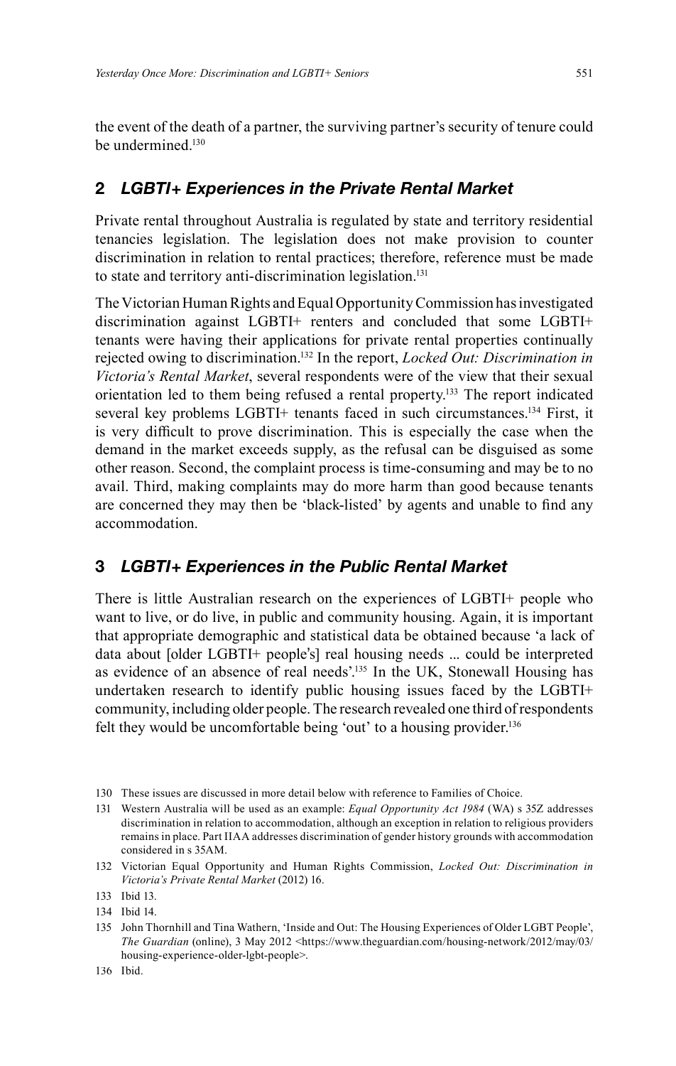the event of the death of a partner, the surviving partner's security of tenure could be undermined.[130]

## 2 *LGBTI+ Experiences in the Private Rental Market*

Private rental throughout Australia is regulated by state and territory residential tenancies legislation. The legislation does not make provision to counter discrimination in relation to rental practices; therefore, reference must be made to state and territory anti-discrimination legislation.[131]

The Victorian Human Rights and Equal Opportunity Commission has investigated discrimination against LGBTI+ renters and concluded that some LGBTI+ tenants were having their applications for private rental properties continually rejected owing to discrimination.[132] In the report, *Locked Out: Discrimination in Victoria's Rental Market*, several respondents were of the view that their sexual orientation led to them being refused a rental property.[133] The report indicated several key problems LGBTI+ tenants faced in such circumstances.[134] First, it is very difficult to prove discrimination. This is especially the case when the demand in the market exceeds supply, as the refusal can be disguised as some other reason. Second, the complaint process is time-consuming and may be to no avail. Third, making complaints may do more harm than good because tenants are concerned they may then be 'black-listed' by agents and unable to find any accommodation.

## 3 *LGBTI+ Experiences in the Public Rental Market*

There is little Australian research on the experiences of LGBTI+ people who want to live, or do live, in public and community housing. Again, it is important that appropriate demographic and statistical data be obtained because 'a lack of data about [older LGBTI+ people's] real housing needs ... could be interpreted as evidence of an absence of real needs'.[135] In the UK, Stonewall Housing has undertaken research to identify public housing issues faced by the LGBTI+ community, including older people. The research revealed one third of respondents felt they would be uncomfortable being 'out' to a housing provider.[136]

---

130 These issues are discussed in more detail below with reference to Families of Choice.

131 Western Australia will be used as an example: *Equal Opportunity Act 1984* (WA) s 35Z addresses discrimination in relation to accommodation, although an exception in relation to religious providers remains in place. Part IIAA addresses discrimination of gender history grounds with accommodation considered in s 35AM.

132 Victorian Equal Opportunity and Human Rights Commission, *Locked Out: Discrimination in Victoria's Private Rental Market* (2012) 16.

133 Ibid 13.

134 Ibid 14.

135 John Thornhill and Tina Wathern, 'Inside and Out: The Housing Experiences of Older LGBT People', *The Guardian* (online), 3 May 2012 <https://www.theguardian.com/housing-network/2012/may/03/housing-experience-older-lgbt-people>.

136 Ibid.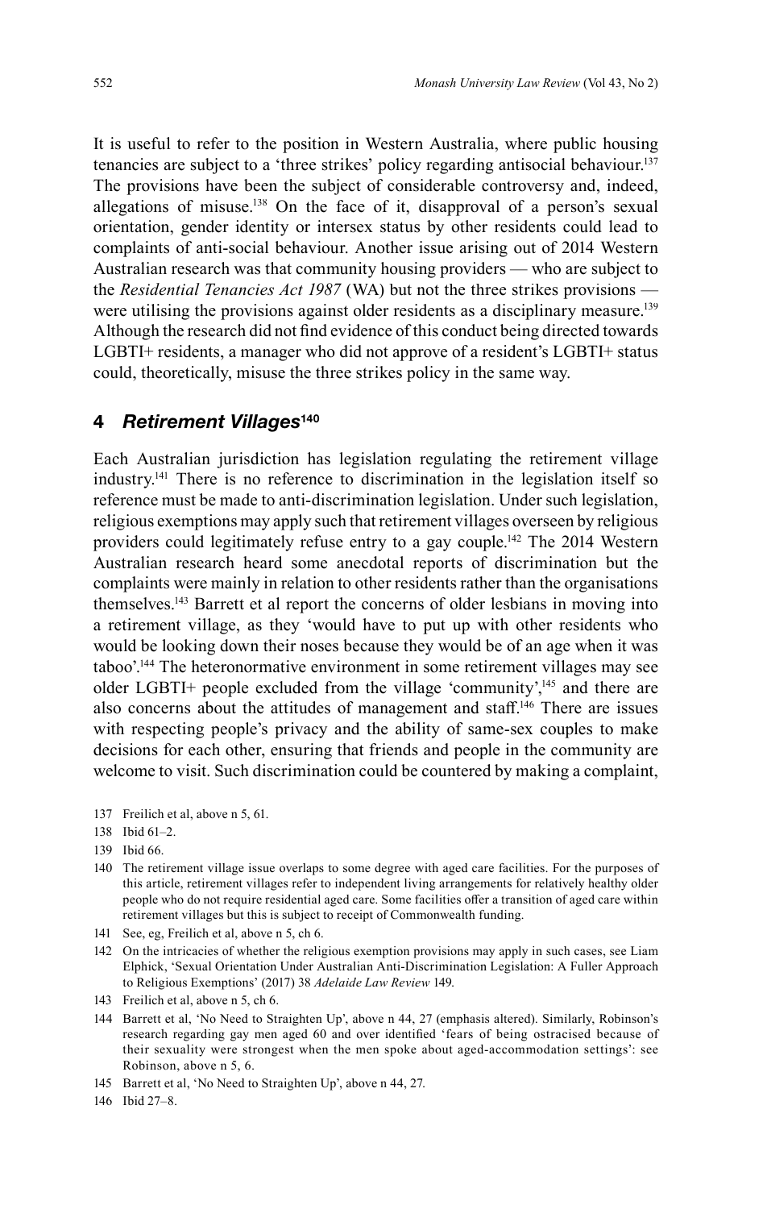It is useful to refer to the position in Western Australia, where public housing tenancies are subject to a 'three strikes' policy regarding antisocial behaviour.[137] The provisions have been the subject of considerable controversy and, indeed, allegations of misuse.[138] On the face of it, disapproval of a person's sexual orientation, gender identity or intersex status by other residents could lead to complaints of anti-social behaviour. Another issue arising out of 2014 Western Australian research was that community housing providers — who are subject to the *Residential Tenancies Act 1987* (WA) but not the three strikes provisions — were utilising the provisions against older residents as a disciplinary measure.[139] Although the research did not find evidence of this conduct being directed towards LGBTI+ residents, a manager who did not approve of a resident's LGBTI+ status could, theoretically, misuse the three strikes policy in the same way.

## 4 *Retirement Villages*[140]

Each Australian jurisdiction has legislation regulating the retirement village industry.[141] There is no reference to discrimination in the legislation itself so reference must be made to anti-discrimination legislation. Under such legislation, religious exemptions may apply such that retirement villages overseen by religious providers could legitimately refuse entry to a gay couple.[142] The 2014 Western Australian research heard some anecdotal reports of discrimination but the complaints were mainly in relation to other residents rather than the organisations themselves.[143] Barrett et al report the concerns of older lesbians in moving into a retirement village, as they 'would have to put up with other residents who would be looking down their noses because they would be of an age when it was taboo'.[144] The heteronormative environment in some retirement villages may see older LGBTI+ people excluded from the village 'community',[145] and there are also concerns about the attitudes of management and staff.[146] There are issues with respecting people's privacy and the ability of same-sex couples to make decisions for each other, ensuring that friends and people in the community are welcome to visit. Such discrimination could be countered by making a complaint,

137 Freilich et al, above n 5, 61.

138 Ibid 61–2.

139 Ibid 66.

140 The retirement village issue overlaps to some degree with aged care facilities. For the purposes of this article, retirement villages refer to independent living arrangements for relatively healthy older people who do not require residential aged care. Some facilities offer a transition of aged care within retirement villages but this is subject to receipt of Commonwealth funding.

141 See, eg, Freilich et al, above n 5, ch 6.

142 On the intricacies of whether the religious exemption provisions may apply in such cases, see Liam Elphick, 'Sexual Orientation Under Australian Anti-Discrimination Legislation: A Fuller Approach to Religious Exemptions' (2017) 38 *Adelaide Law Review* 149.

143 Freilich et al, above n 5, ch 6.

144 Barrett et al, 'No Need to Straighten Up', above n 44, 27 (emphasis altered). Similarly, Robinson's research regarding gay men aged 60 and over identified 'fears of being ostracised because of their sexuality were strongest when the men spoke about aged-accommodation settings': see Robinson, above n 5, 6.

145 Barrett et al, 'No Need to Straighten Up', above n 44, 27.

146 Ibid 27–8.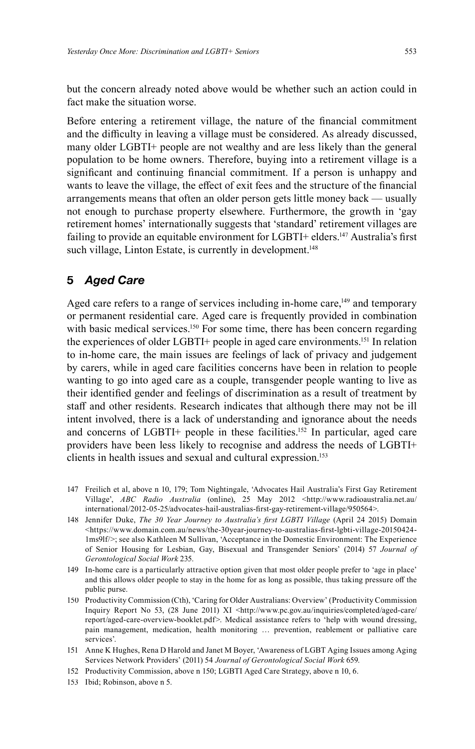but the concern already noted above would be whether such an action could in fact make the situation worse.

Before entering a retirement village, the nature of the financial commitment and the difficulty in leaving a village must be considered. As already discussed, many older LGBTI+ people are not wealthy and are less likely than the general population to be home owners. Therefore, buying into a retirement village is a significant and continuing financial commitment. If a person is unhappy and wants to leave the village, the effect of exit fees and the structure of the financial arrangements means that often an older person gets little money back — usually not enough to purchase property elsewhere. Furthermore, the growth in 'gay retirement homes' internationally suggests that 'standard' retirement villages are failing to provide an equitable environment for LGBTI+ elders.[147] Australia's first such village, Linton Estate, is currently in development.[148]

## 5 *Aged Care*

Aged care refers to a range of services including in-home care,[149] and temporary or permanent residential care. Aged care is frequently provided in combination with basic medical services.[150] For some time, there has been concern regarding the experiences of older LGBTI+ people in aged care environments.[151] In relation to in-home care, the main issues are feelings of lack of privacy and judgement by carers, while in aged care facilities concerns have been in relation to people wanting to go into aged care as a couple, transgender people wanting to live as their identified gender and feelings of discrimination as a result of treatment by staff and other residents. Research indicates that although there may not be ill intent involved, there is a lack of understanding and ignorance about the needs and concerns of LGBTI+ people in these facilities.[152] In particular, aged care providers have been less likely to recognise and address the needs of LGBTI+ clients in health issues and sexual and cultural expression.[153]

147 Freilich et al, above n 10, 179; Tom Nightingale, 'Advocates Hail Australia's First Gay Retirement Village', *ABC Radio Australia* (online), 25 May 2012 <http://www.radioaustralia.net.au/international/2012-05-25/advocates-hail-australias-first-gay-retirement-village/950564>.

148 Jennifer Duke, *The 30 Year Journey to Australia's first LGBTI Village* (April 24 2015) Domain <https://www.domain.com.au/news/the-30year-journey-to-australias-first-lgbti-village-20150424-1ms9lf/>; see also Kathleen M Sullivan, 'Acceptance in the Domestic Environment: The Experience of Senior Housing for Lesbian, Gay, Bisexual and Transgender Seniors' (2014) 57 *Journal of Gerontological Social Work* 235.

149 In-home care is a particularly attractive option given that most older people prefer to 'age in place' and this allows older people to stay in the home for as long as possible, thus taking pressure off the public purse.

150 Productivity Commission (Cth), 'Caring for Older Australians: Overview' (Productivity Commission Inquiry Report No 53, (28 June 2011) XI <http://www.pc.gov.au/inquiries/completed/aged-care/report/aged-care-overview-booklet.pdf>. Medical assistance refers to 'help with wound dressing, pain management, medication, health monitoring … prevention, reablement or palliative care services'.

151 Anne K Hughes, Rena D Harold and Janet M Boyer, 'Awareness of LGBT Aging Issues among Aging Services Network Providers' (2011) 54 *Journal of Gerontological Social Work* 659.

152 Productivity Commission, above n 150; LGBTI Aged Care Strategy, above n 10, 6.

153 Ibid; Robinson, above n 5.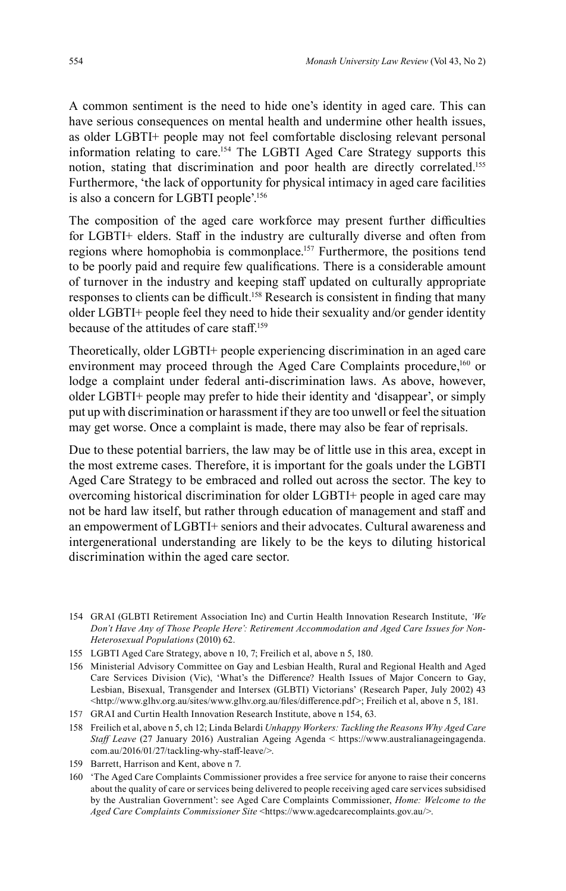A common sentiment is the need to hide one's identity in aged care. This can have serious consequences on mental health and undermine other health issues, as older LGBTI+ people may not feel comfortable disclosing relevant personal information relating to care.[154] The LGBTI Aged Care Strategy supports this notion, stating that discrimination and poor health are directly correlated.[155] Furthermore, 'the lack of opportunity for physical intimacy in aged care facilities is also a concern for LGBTI people'.[156]

The composition of the aged care workforce may present further difficulties for LGBTI+ elders. Staff in the industry are culturally diverse and often from regions where homophobia is commonplace.[157] Furthermore, the positions tend to be poorly paid and require few qualifications. There is a considerable amount of turnover in the industry and keeping staff updated on culturally appropriate responses to clients can be difficult.[158] Research is consistent in finding that many older LGBTI+ people feel they need to hide their sexuality and/or gender identity because of the attitudes of care staff.[159]

Theoretically, older LGBTI+ people experiencing discrimination in an aged care environment may proceed through the Aged Care Complaints procedure,[160] or lodge a complaint under federal anti-discrimination laws. As above, however, older LGBTI+ people may prefer to hide their identity and 'disappear', or simply put up with discrimination or harassment if they are too unwell or feel the situation may get worse. Once a complaint is made, there may also be fear of reprisals.

Due to these potential barriers, the law may be of little use in this area, except in the most extreme cases. Therefore, it is important for the goals under the LGBTI Aged Care Strategy to be embraced and rolled out across the sector. The key to overcoming historical discrimination for older LGBTI+ people in aged care may not be hard law itself, but rather through education of management and staff and an empowerment of LGBTI+ seniors and their advocates. Cultural awareness and intergenerational understanding are likely to be the keys to diluting historical discrimination within the aged care sector.

---

154 GRAI (GLBTI Retirement Association Inc) and Curtin Health Innovation Research Institute, *'We Don't Have Any of Those People Here': Retirement Accommodation and Aged Care Issues for Non-Heterosexual Populations* (2010) 62.

155 LGBTI Aged Care Strategy, above n 10, 7; Freilich et al, above n 5, 180.

156 Ministerial Advisory Committee on Gay and Lesbian Health, Rural and Regional Health and Aged Care Services Division (Vic), 'What's the Difference? Health Issues of Major Concern to Gay, Lesbian, Bisexual, Transgender and Intersex (GLBTI) Victorians' (Research Paper, July 2002) 43 <http://www.glhv.org.au/sites/www.glhv.org.au/files/difference.pdf>; Freilich et al, above n 5, 181.

157 GRAI and Curtin Health Innovation Research Institute, above n 154, 63.

158 Freilich et al, above n 5, ch 12; Linda Belardi *Unhappy Workers: Tackling the Reasons Why Aged Care Staff Leave* (27 January 2016) Australian Ageing Agenda < https://www.australianageingagenda.com.au/2016/01/27/tackling-why-staff-leave/>.

159 Barrett, Harrison and Kent, above n 7.

160 'The Aged Care Complaints Commissioner provides a free service for anyone to raise their concerns about the quality of care or services being delivered to people receiving aged care services subsidised by the Australian Government': see Aged Care Complaints Commissioner, *Home: Welcome to the Aged Care Complaints Commissioner Site* <https://www.agedcarecomplaints.gov.au/>.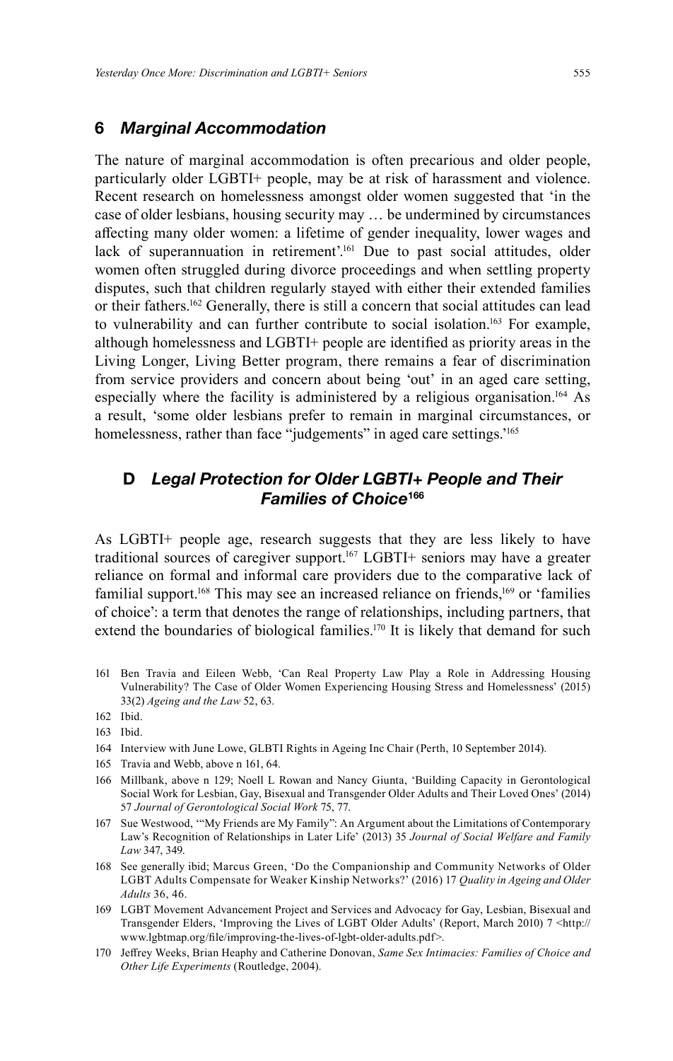### 6 *Marginal Accommodation*

The nature of marginal accommodation is often precarious and older people, particularly older LGBTI+ people, may be at risk of harassment and violence. Recent research on homelessness amongst older women suggested that 'in the case of older lesbians, housing security may … be undermined by circumstances affecting many older women: a lifetime of gender inequality, lower wages and lack of superannuation in retirement'.[161] Due to past social attitudes, older women often struggled during divorce proceedings and when settling property disputes, such that children regularly stayed with either their extended families or their fathers.[162] Generally, there is still a concern that social attitudes can lead to vulnerability and can further contribute to social isolation.[163] For example, although homelessness and LGBTI+ people are identified as priority areas in the Living Longer, Living Better program, there remains a fear of discrimination from service providers and concern about being 'out' in an aged care setting, especially where the facility is administered by a religious organisation.[164] As a result, 'some older lesbians prefer to remain in marginal circumstances, or homelessness, rather than face "judgements" in aged care settings.'[165]

## D *Legal Protection for Older LGBTI+ People and Their Families of Choice*[166]

As LGBTI+ people age, research suggests that they are less likely to have traditional sources of caregiver support.[167] LGBTI+ seniors may have a greater reliance on formal and informal care providers due to the comparative lack of familial support.[168] This may see an increased reliance on friends,[169] or 'families of choice': a term that denotes the range of relationships, including partners, that extend the boundaries of biological families.[170] It is likely that demand for such

161 Ben Travia and Eileen Webb, 'Can Real Property Law Play a Role in Addressing Housing Vulnerability? The Case of Older Women Experiencing Housing Stress and Homelessness' (2015) 33(2) *Ageing and the Law* 52, 63.

162 Ibid.

163 Ibid.

164 Interview with June Lowe, GLBTI Rights in Ageing Inc Chair (Perth, 10 September 2014).

165 Travia and Webb, above n 161, 64.

166 Millbank, above n 129; Noell L Rowan and Nancy Giunta, 'Building Capacity in Gerontological Social Work for Lesbian, Gay, Bisexual and Transgender Older Adults and Their Loved Ones' (2014) 57 *Journal of Gerontological Social Work* 75, 77.

167 Sue Westwood, '"My Friends are My Family": An Argument about the Limitations of Contemporary Law's Recognition of Relationships in Later Life' (2013) 35 *Journal of Social Welfare and Family Law* 347, 349.

168 See generally ibid; Marcus Green, 'Do the Companionship and Community Networks of Older LGBT Adults Compensate for Weaker Kinship Networks?' (2016) 17 *Quality in Ageing and Older Adults* 36, 46.

169 LGBT Movement Advancement Project and Services and Advocacy for Gay, Lesbian, Bisexual and Transgender Elders, 'Improving the Lives of LGBT Older Adults' (Report, March 2010) 7 <http://www.lgbtmap.org/file/improving-the-lives-of-lgbt-older-adults.pdf>.

170 Jeffrey Weeks, Brian Heaphy and Catherine Donovan, *Same Sex Intimacies: Families of Choice and Other Life Experiments* (Routledge, 2004).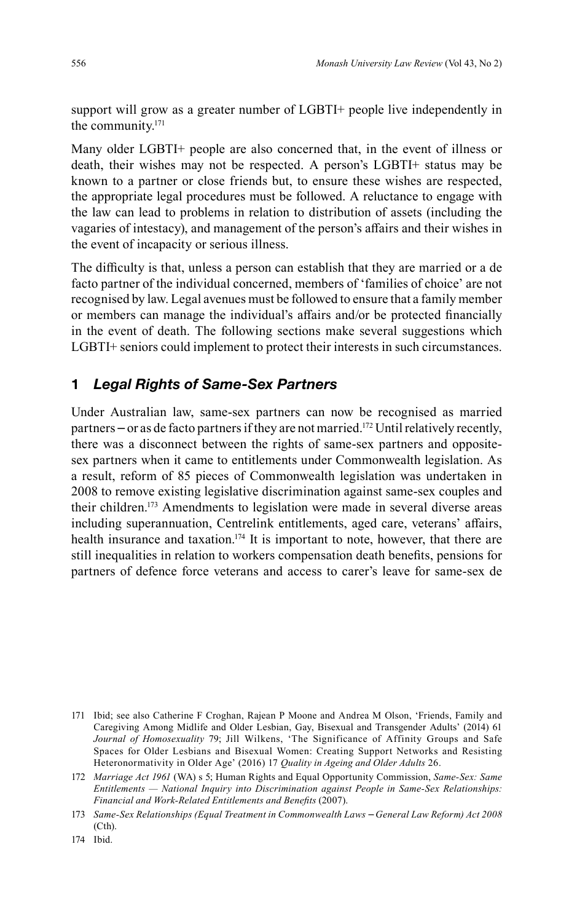support will grow as a greater number of LGBTI+ people live independently in the community.[171]

Many older LGBTI+ people are also concerned that, in the event of illness or death, their wishes may not be respected. A person's LGBTI+ status may be known to a partner or close friends but, to ensure these wishes are respected, the appropriate legal procedures must be followed. A reluctance to engage with the law can lead to problems in relation to distribution of assets (including the vagaries of intestacy), and management of the person's affairs and their wishes in the event of incapacity or serious illness.

The difficulty is that, unless a person can establish that they are married or a de facto partner of the individual concerned, members of 'families of choice' are not recognised by law. Legal avenues must be followed to ensure that a family member or members can manage the individual's affairs and/or be protected financially in the event of death. The following sections make several suggestions which LGBTI+ seniors could implement to protect their interests in such circumstances.

## 1 *Legal Rights of Same-Sex Partners*

Under Australian law, same-sex partners can now be recognised as married partners – or as de facto partners if they are not married.[172] Until relatively recently, there was a disconnect between the rights of same-sex partners and opposite-sex partners when it came to entitlements under Commonwealth legislation. As a result, reform of 85 pieces of Commonwealth legislation was undertaken in 2008 to remove existing legislative discrimination against same-sex couples and their children.[173] Amendments to legislation were made in several diverse areas including superannuation, Centrelink entitlements, aged care, veterans' affairs, health insurance and taxation.[174] It is important to note, however, that there are still inequalities in relation to workers compensation death benefits, pensions for partners of defence force veterans and access to carer's leave for same-sex de

171 Ibid; see also Catherine F Croghan, Rajean P Moone and Andrea M Olson, 'Friends, Family and Caregiving Among Midlife and Older Lesbian, Gay, Bisexual and Transgender Adults' (2014) 61 *Journal of Homosexuality* 79; Jill Wilkens, 'The Significance of Affinity Groups and Safe Spaces for Older Lesbians and Bisexual Women: Creating Support Networks and Resisting Heteronormativity in Older Age' (2016) 17 *Quality in Ageing and Older Adults* 26.

172 *Marriage Act 1961* (WA) s 5; Human Rights and Equal Opportunity Commission, *Same-Sex: Same Entitlements — National Inquiry into Discrimination against People in Same-Sex Relationships: Financial and Work-Related Entitlements and Benefits* (2007).

173 *Same-Sex Relationships (Equal Treatment in Commonwealth Laws – General Law Reform) Act 2008* (Cth).

174 Ibid.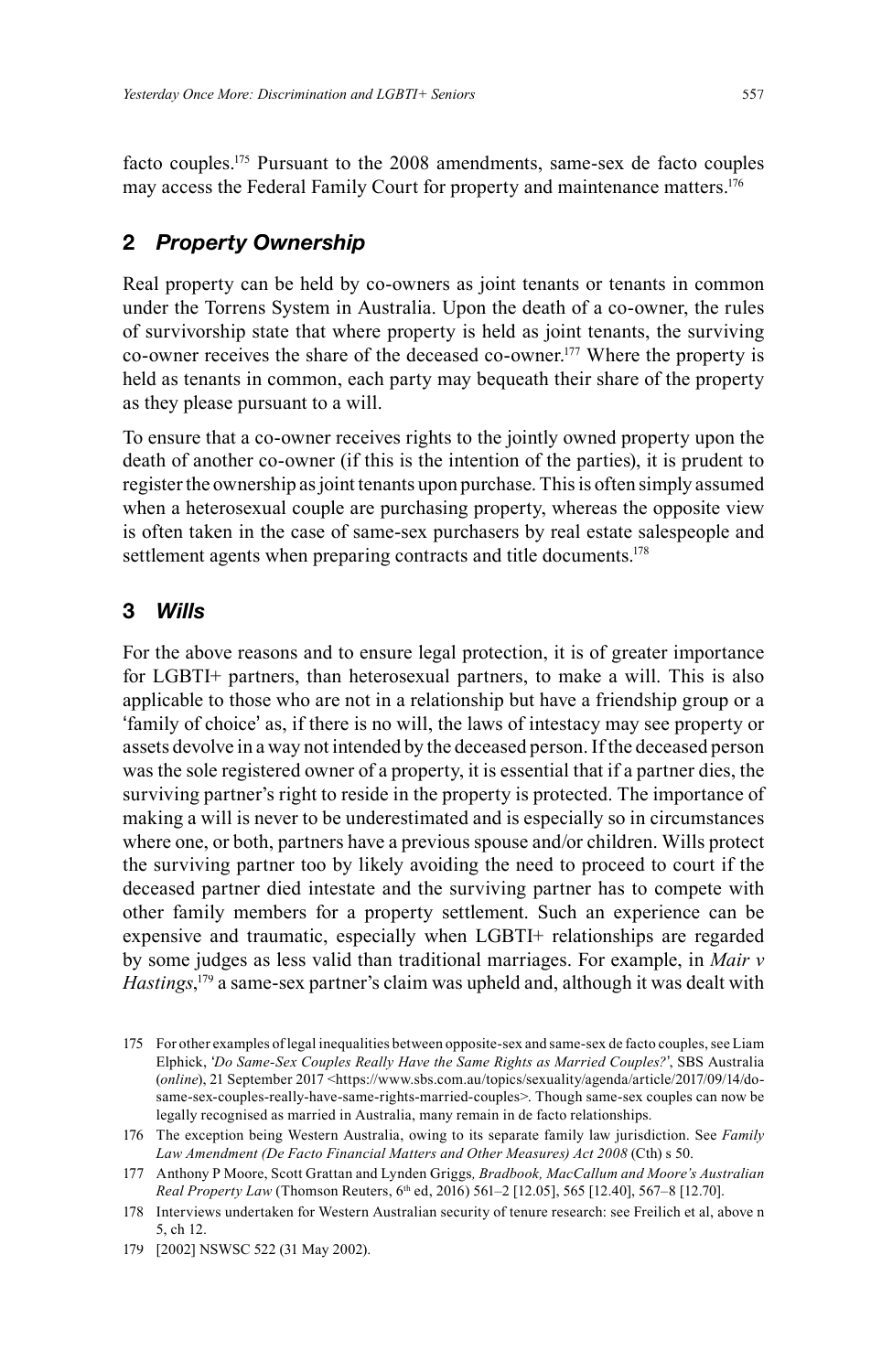facto couples.[175] Pursuant to the 2008 amendments, same-sex de facto couples may access the Federal Family Court for property and maintenance matters.[176]

## 2 *Property Ownership*

Real property can be held by co-owners as joint tenants or tenants in common under the Torrens System in Australia. Upon the death of a co-owner, the rules of survivorship state that where property is held as joint tenants, the surviving co-owner receives the share of the deceased co-owner.[177] Where the property is held as tenants in common, each party may bequeath their share of the property as they please pursuant to a will.

To ensure that a co-owner receives rights to the jointly owned property upon the death of another co-owner (if this is the intention of the parties), it is prudent to register the ownership as joint tenants upon purchase. This is often simply assumed when a heterosexual couple are purchasing property, whereas the opposite view is often taken in the case of same-sex purchasers by real estate salespeople and settlement agents when preparing contracts and title documents.[178]

## 3 *Wills*

For the above reasons and to ensure legal protection, it is of greater importance for LGBTI+ partners, than heterosexual partners, to make a will. This is also applicable to those who are not in a relationship but have a friendship group or a 'family of choice' as, if there is no will, the laws of intestacy may see property or assets devolve in a way not intended by the deceased person. If the deceased person was the sole registered owner of a property, it is essential that if a partner dies, the surviving partner's right to reside in the property is protected. The importance of making a will is never to be underestimated and is especially so in circumstances where one, or both, partners have a previous spouse and/or children. Wills protect the surviving partner too by likely avoiding the need to proceed to court if the deceased partner died intestate and the surviving partner has to compete with other family members for a property settlement. Such an experience can be expensive and traumatic, especially when LGBTI+ relationships are regarded by some judges as less valid than traditional marriages. For example, in *Mair v Hastings*,[179] a same-sex partner's claim was upheld and, although it was dealt with

175 For other examples of legal inequalities between opposite-sex and same-sex de facto couples, see Liam Elphick, '*Do Same-Sex Couples Really Have the Same Rights as Married Couples?*', SBS Australia (*online*), 21 September 2017 <https://www.sbs.com.au/topics/sexuality/agenda/article/2017/09/14/do-same-sex-couples-really-have-same-rights-married-couples>. Though same-sex couples can now be legally recognised as married in Australia, many remain in de facto relationships.

176 The exception being Western Australia, owing to its separate family law jurisdiction. See *Family Law Amendment (De Facto Financial Matters and Other Measures) Act 2008* (Cth) s 50.

177 Anthony P Moore, Scott Grattan and Lynden Griggs*, Bradbook, MacCallum and Moore's Australian Real Property Law* (Thomson Reuters, 6th ed, 2016) 561–2 [12.05], 565 [12.40], 567–8 [12.70].

178 Interviews undertaken for Western Australian security of tenure research: see Freilich et al, above n 5, ch 12.

179 [2002] NSWSC 522 (31 May 2002).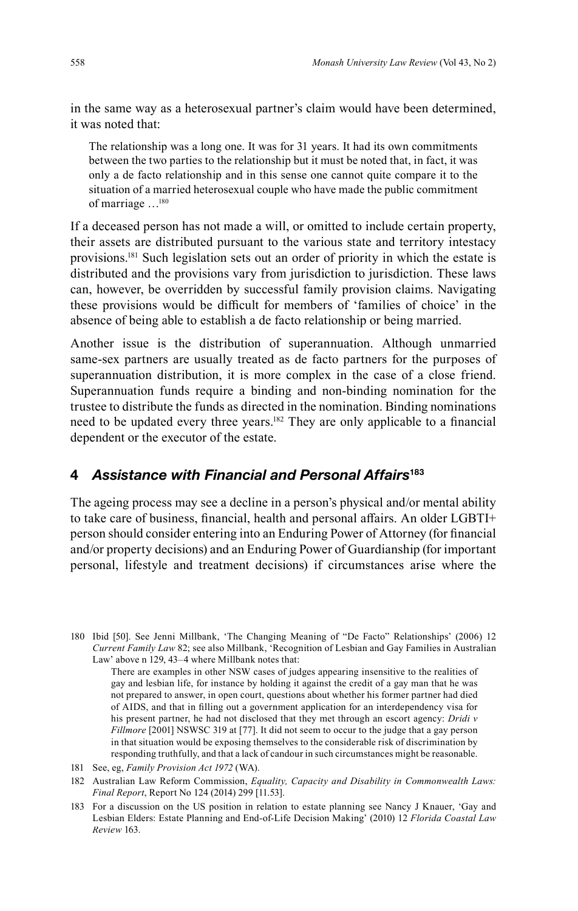in the same way as a heterosexual partner's claim would have been determined, it was noted that:

> The relationship was a long one. It was for 31 years. It had its own commitments between the two parties to the relationship but it must be noted that, in fact, it was only a de facto relationship and in this sense one cannot quite compare it to the situation of a married heterosexual couple who have made the public commitment of marriage …[180]

If a deceased person has not made a will, or omitted to include certain property, their assets are distributed pursuant to the various state and territory intestacy provisions.[181] Such legislation sets out an order of priority in which the estate is distributed and the provisions vary from jurisdiction to jurisdiction. These laws can, however, be overridden by successful family provision claims. Navigating these provisions would be difficult for members of 'families of choice' in the absence of being able to establish a de facto relationship or being married.

Another issue is the distribution of superannuation. Although unmarried same-sex partners are usually treated as de facto partners for the purposes of superannuation distribution, it is more complex in the case of a close friend. Superannuation funds require a binding and non-binding nomination for the trustee to distribute the funds as directed in the nomination. Binding nominations need to be updated every three years.[182] They are only applicable to a financial dependent or the executor of the estate.

## 4 *Assistance with Financial and Personal Affairs*[183]

The ageing process may see a decline in a person's physical and/or mental ability to take care of business, financial, health and personal affairs. An older LGBTI+ person should consider entering into an Enduring Power of Attorney (for financial and/or property decisions) and an Enduring Power of Guardianship (for important personal, lifestyle and treatment decisions) if circumstances arise where the

---

180 Ibid [50]. See Jenni Millbank, 'The Changing Meaning of "De Facto" Relationships' (2006) 12 *Current Family Law* 82; see also Millbank, 'Recognition of Lesbian and Gay Families in Australian Law' above n 129, 43–4 where Millbank notes that:

> There are examples in other NSW cases of judges appearing insensitive to the realities of gay and lesbian life, for instance by holding it against the credit of a gay man that he was not prepared to answer, in open court, questions about whether his former partner had died of AIDS, and that in filling out a government application for an interdependency visa for his present partner, he had not disclosed that they met through an escort agency: *Dridi v Fillmore* [2001] NSWSC 319 at [77]. It did not seem to occur to the judge that a gay person in that situation would be exposing themselves to the considerable risk of discrimination by responding truthfully, and that a lack of candour in such circumstances might be reasonable.

181 See, eg, *Family Provision Act 1972* (WA).

182 Australian Law Reform Commission, *Equality, Capacity and Disability in Commonwealth Laws: Final Report*, Report No 124 (2014) 299 [11.53].

183 For a discussion on the US position in relation to estate planning see Nancy J Knauer, 'Gay and Lesbian Elders: Estate Planning and End-of-Life Decision Making' (2010) 12 *Florida Coastal Law Review* 163.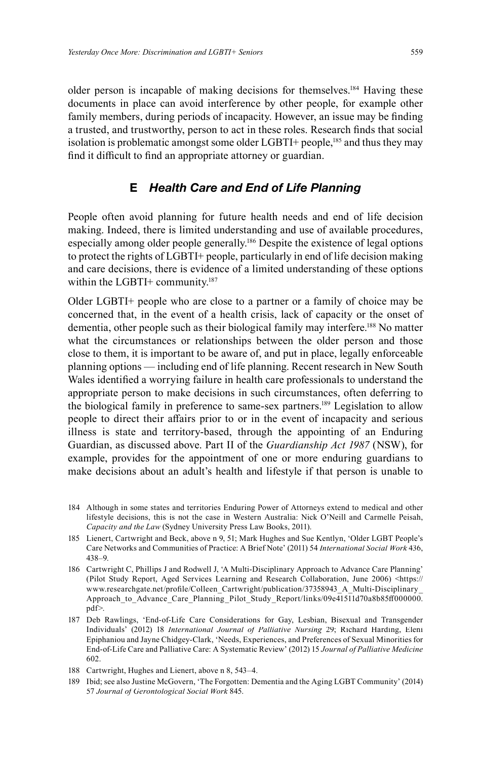older person is incapable of making decisions for themselves.[184] Having these documents in place can avoid interference by other people, for example other family members, during periods of incapacity. However, an issue may be finding a trusted, and trustworthy, person to act in these roles. Research finds that social isolation is problematic amongst some older LGBTI+ people,[185] and thus they may find it difficult to find an appropriate attorney or guardian.

### E *Health Care and End of Life Planning*

People often avoid planning for future health needs and end of life decision making. Indeed, there is limited understanding and use of available procedures, especially among older people generally.[186] Despite the existence of legal options to protect the rights of LGBTI+ people, particularly in end of life decision making and care decisions, there is evidence of a limited understanding of these options within the LGBTI+ community.[187]

Older LGBTI+ people who are close to a partner or a family of choice may be concerned that, in the event of a health crisis, lack of capacity or the onset of dementia, other people such as their biological family may interfere.[188] No matter what the circumstances or relationships between the older person and those close to them, it is important to be aware of, and put in place, legally enforceable planning options — including end of life planning. Recent research in New South Wales identified a worrying failure in health care professionals to understand the appropriate person to make decisions in such circumstances, often deferring to the biological family in preference to same-sex partners.[189] Legislation to allow people to direct their affairs prior to or in the event of incapacity and serious illness is state and territory-based, through the appointing of an Enduring Guardian, as discussed above. Part II of the *Guardianship Act 1987* (NSW), for example, provides for the appointment of one or more enduring guardians to make decisions about an adult's health and lifestyle if that person is unable to

---

184 Although in some states and territories Enduring Power of Attorneys extend to medical and other lifestyle decisions, this is not the case in Western Australia: Nick O'Neill and Carmelle Peisah, *Capacity and the Law* (Sydney University Press Law Books, 2011).

185 Lienert, Cartwright and Beck, above n 9, 51; Mark Hughes and Sue Kentlyn, 'Older LGBT People's Care Networks and Communities of Practice: A Brief Note' (2011) 54 *International Social Work* 436, 438–9.

186 Cartwright C, Phillips J and Rodwell J, 'A Multi-Disciplinary Approach to Advance Care Planning' (Pilot Study Report, Aged Services Learning and Research Collaboration, June 2006) <https://www.researchgate.net/profile/Colleen_Cartwright/publication/37358943_A_Multi-Disciplinary_Approach_to_Advance_Care_Planning_Pilot_Study_Report/links/09e41511d70a8b85ff000000.pdf>.

187 Deb Rawlings, 'End-of-Life Care Considerations for Gay, Lesbian, Bisexual and Transgender Individuals' (2012) 18 *International Journal of Palliative Nursing* 29; Richard Harding, Eleni Epiphaniou and Jayne Chidgey-Clark, 'Needs, Experiences, and Preferences of Sexual Minorities for End-of-Life Care and Palliative Care: A Systematic Review' (2012) 15 *Journal of Palliative Medicine* 602.

188 Cartwright, Hughes and Lienert, above n 8, 543–4.

189 Ibid; see also Justine McGovern, 'The Forgotten: Dementia and the Aging LGBT Community' (2014) 57 *Journal of Gerontological Social Work* 845.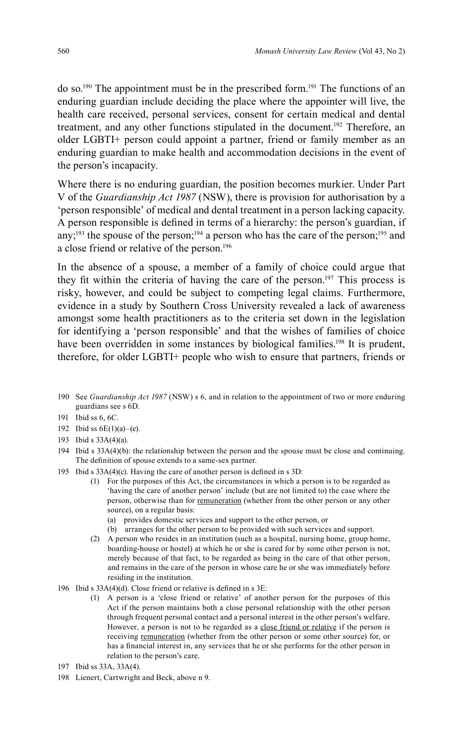do so.[190] The appointment must be in the prescribed form.[191] The functions of an enduring guardian include deciding the place where the appointer will live, the health care received, personal services, consent for certain medical and dental treatment, and any other functions stipulated in the document.[192] Therefore, an older LGBTI+ person could appoint a partner, friend or family member as an enduring guardian to make health and accommodation decisions in the event of the person's incapacity.

Where there is no enduring guardian, the position becomes murkier. Under Part V of the *Guardianship Act 1987* (NSW), there is provision for authorisation by a 'person responsible' of medical and dental treatment in a person lacking capacity. A person responsible is defined in terms of a hierarchy: the person's guardian, if any;[193] the spouse of the person;[194] a person who has the care of the person;[195] and a close friend or relative of the person.[196]

In the absence of a spouse, a member of a family of choice could argue that they fit within the criteria of having the care of the person.[197] This process is risky, however, and could be subject to competing legal claims. Furthermore, evidence in a study by Southern Cross University revealed a lack of awareness amongst some health practitioners as to the criteria set down in the legislation for identifying a 'person responsible' and that the wishes of families of choice have been overridden in some instances by biological families.[198] It is prudent, therefore, for older LGBTI+ people who wish to ensure that partners, friends or

---

190 See *Guardianship Act 1987* (NSW) s 6, and in relation to the appointment of two or more enduring guardians see s 6D.

191 Ibid ss 6, 6C.

192 Ibid ss 6E(1)(a)–(e).

193 Ibid s 33A(4)(a).

194 Ibid s 33A(4)(b): the relationship between the person and the spouse must be close and continuing. The definition of spouse extends to a same-sex partner.

195 Ibid s 33A(4)(c). Having the care of another person is defined in s 3D:

> (1) For the purposes of this Act, the circumstances in which a person is to be regarded as 'having the care of another person' include (but are not limited to) the case where the person, otherwise than for remuneration (whether from the other person or any other source), on a regular basis:
>
> (a) provides domestic services and support to the other person, or
>
> (b) arranges for the other person to be provided with such services and support.
>
> (2) A person who resides in an institution (such as a hospital, nursing home, group home, boarding-house or hostel) at which he or she is cared for by some other person is not, merely because of that fact, to be regarded as being in the care of that other person, and remains in the care of the person in whose care he or she was immediately before residing in the institution.

196 Ibid s 33A(4)(d). Close friend or relative is defined in s 3E:

> (1) A person is a 'close friend or relative' of another person for the purposes of this Act if the person maintains both a close personal relationship with the other person through frequent personal contact and a personal interest in the other person's welfare. However, a person is not to be regarded as a close friend or relative if the person is receiving remuneration (whether from the other person or some other source) for, or has a financial interest in, any services that he or she performs for the other person in relation to the person's care.

197 Ibid ss 33A, 33A(4).

198 Lienert, Cartwright and Beck, above n 9.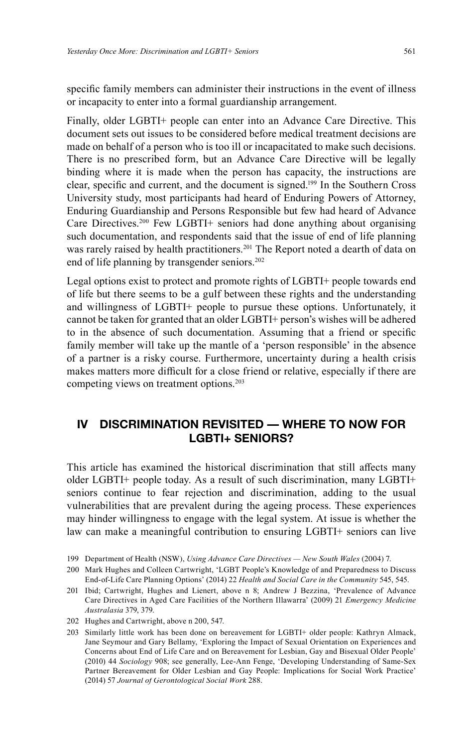specific family members can administer their instructions in the event of illness or incapacity to enter into a formal guardianship arrangement.

Finally, older LGBTI+ people can enter into an Advance Care Directive. This document sets out issues to be considered before medical treatment decisions are made on behalf of a person who is too ill or incapacitated to make such decisions. There is no prescribed form, but an Advance Care Directive will be legally binding where it is made when the person has capacity, the instructions are clear, specific and current, and the document is signed.[199] In the Southern Cross University study, most participants had heard of Enduring Powers of Attorney, Enduring Guardianship and Persons Responsible but few had heard of Advance Care Directives.[200] Few LGBTI+ seniors had done anything about organising such documentation, and respondents said that the issue of end of life planning was rarely raised by health practitioners.[201] The Report noted a dearth of data on end of life planning by transgender seniors.[202]

Legal options exist to protect and promote rights of LGBTI+ people towards end of life but there seems to be a gulf between these rights and the understanding and willingness of LGBTI+ people to pursue these options. Unfortunately, it cannot be taken for granted that an older LGBTI+ person's wishes will be adhered to in the absence of such documentation. Assuming that a friend or specific family member will take up the mantle of a 'person responsible' in the absence of a partner is a risky course. Furthermore, uncertainty during a health crisis makes matters more difficult for a close friend or relative, especially if there are competing views on treatment options.[203]

## IV DISCRIMINATION REVISITED — WHERE TO NOW FOR LGBTI+ SENIORS?

This article has examined the historical discrimination that still affects many older LGBTI+ people today. As a result of such discrimination, many LGBTI+ seniors continue to fear rejection and discrimination, adding to the usual vulnerabilities that are prevalent during the ageing process. These experiences may hinder willingness to engage with the legal system. At issue is whether the law can make a meaningful contribution to ensuring LGBTI+ seniors can live

---

199 Department of Health (NSW), *Using Advance Care Directives — New South Wales* (2004) 7.

200 Mark Hughes and Colleen Cartwright, 'LGBT People's Knowledge of and Preparedness to Discuss End-of-Life Care Planning Options' (2014) 22 *Health and Social Care in the Community* 545, 545.

201 Ibid; Cartwright, Hughes and Lienert, above n 8; Andrew J Bezzina, 'Prevalence of Advance Care Directives in Aged Care Facilities of the Northern Illawarra' (2009) 21 *Emergency Medicine Australasia* 379, 379.

202 Hughes and Cartwright, above n 200, 547.

203 Similarly little work has been done on bereavement for LGBTI+ older people: Kathryn Almack, Jane Seymour and Gary Bellamy, 'Exploring the Impact of Sexual Orientation on Experiences and Concerns about End of Life Care and on Bereavement for Lesbian, Gay and Bisexual Older People' (2010) 44 *Sociology* 908; see generally, Lee-Ann Fenge, 'Developing Understanding of Same-Sex Partner Bereavement for Older Lesbian and Gay People: Implications for Social Work Practice' (2014) 57 *Journal of Gerontological Social Work* 288.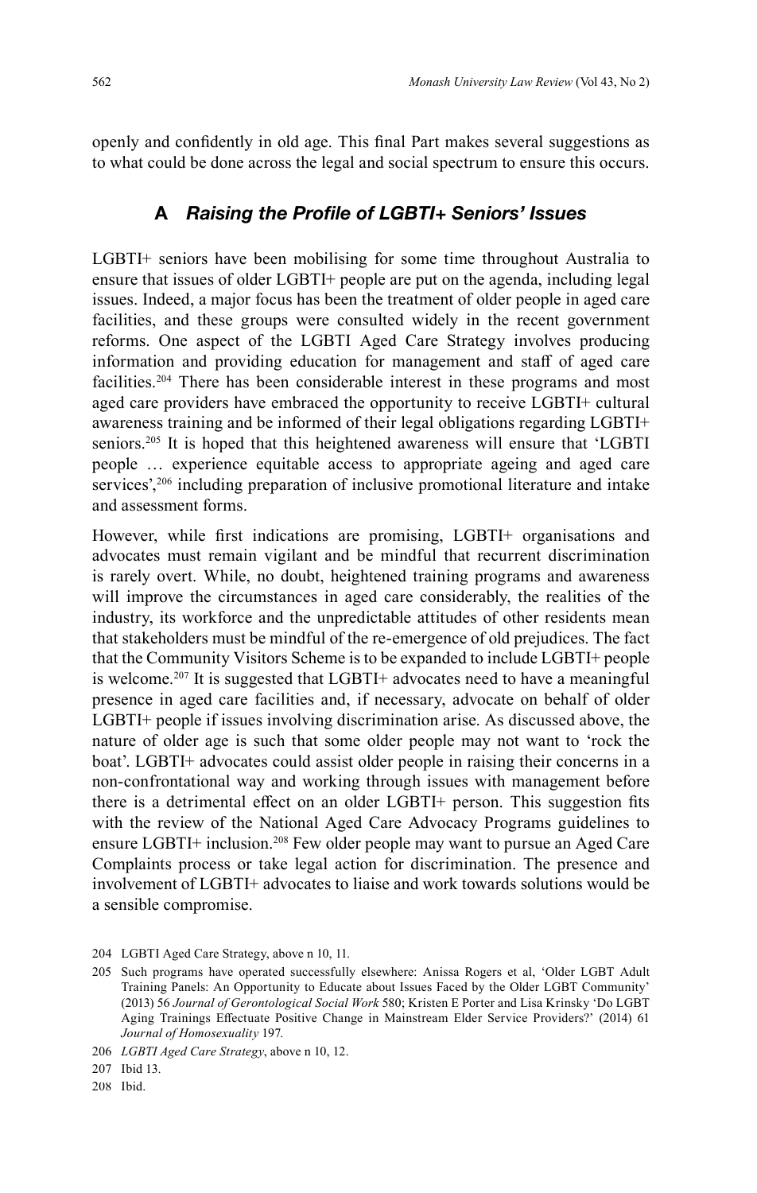openly and confidently in old age. This final Part makes several suggestions as to what could be done across the legal and social spectrum to ensure this occurs.

## A *Raising the Profile of LGBTI+ Seniors' Issues*

LGBTI+ seniors have been mobilising for some time throughout Australia to ensure that issues of older LGBTI+ people are put on the agenda, including legal issues. Indeed, a major focus has been the treatment of older people in aged care facilities, and these groups were consulted widely in the recent government reforms. One aspect of the LGBTI Aged Care Strategy involves producing information and providing education for management and staff of aged care facilities.[204] There has been considerable interest in these programs and most aged care providers have embraced the opportunity to receive LGBTI+ cultural awareness training and be informed of their legal obligations regarding LGBTI+ seniors.[205] It is hoped that this heightened awareness will ensure that 'LGBTI people … experience equitable access to appropriate ageing and aged care services',[206] including preparation of inclusive promotional literature and intake and assessment forms.

However, while first indications are promising, LGBTI+ organisations and advocates must remain vigilant and be mindful that recurrent discrimination is rarely overt. While, no doubt, heightened training programs and awareness will improve the circumstances in aged care considerably, the realities of the industry, its workforce and the unpredictable attitudes of other residents mean that stakeholders must be mindful of the re-emergence of old prejudices. The fact that the Community Visitors Scheme is to be expanded to include LGBTI+ people is welcome.[207] It is suggested that LGBTI+ advocates need to have a meaningful presence in aged care facilities and, if necessary, advocate on behalf of older LGBTI+ people if issues involving discrimination arise. As discussed above, the nature of older age is such that some older people may not want to 'rock the boat'. LGBTI+ advocates could assist older people in raising their concerns in a non-confrontational way and working through issues with management before there is a detrimental effect on an older LGBTI+ person. This suggestion fits with the review of the National Aged Care Advocacy Programs guidelines to ensure LGBTI+ inclusion.[208] Few older people may want to pursue an Aged Care Complaints process or take legal action for discrimination. The presence and involvement of LGBTI+ advocates to liaise and work towards solutions would be a sensible compromise.

204 LGBTI Aged Care Strategy, above n 10, 11.

205 Such programs have operated successfully elsewhere: Anissa Rogers et al, 'Older LGBT Adult Training Panels: An Opportunity to Educate about Issues Faced by the Older LGBT Community' (2013) 56 *Journal of Gerontological Social Work* 580; Kristen E Porter and Lisa Krinsky 'Do LGBT Aging Trainings Effectuate Positive Change in Mainstream Elder Service Providers?' (2014) 61 *Journal of Homosexuality* 197.

206 *LGBTI Aged Care Strategy*, above n 10, 12.

207 Ibid 13.

208 Ibid.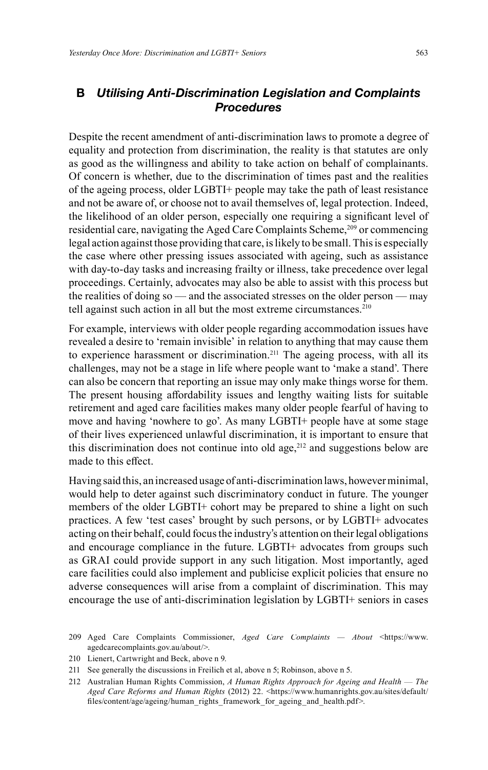## B *Utilising Anti-Discrimination Legislation and Complaints Procedures*

Despite the recent amendment of anti-discrimination laws to promote a degree of equality and protection from discrimination, the reality is that statutes are only as good as the willingness and ability to take action on behalf of complainants. Of concern is whether, due to the discrimination of times past and the realities of the ageing process, older LGBTI+ people may take the path of least resistance and not be aware of, or choose not to avail themselves of, legal protection. Indeed, the likelihood of an older person, especially one requiring a significant level of residential care, navigating the Aged Care Complaints Scheme,[209] or commencing legal action against those providing that care, is likely to be small. This is especially the case where other pressing issues associated with ageing, such as assistance with day-to-day tasks and increasing frailty or illness, take precedence over legal proceedings. Certainly, advocates may also be able to assist with this process but the realities of doing so — and the associated stresses on the older person — may tell against such action in all but the most extreme circumstances.[210]

For example, interviews with older people regarding accommodation issues have revealed a desire to 'remain invisible' in relation to anything that may cause them to experience harassment or discrimination.[211] The ageing process, with all its challenges, may not be a stage in life where people want to 'make a stand'. There can also be concern that reporting an issue may only make things worse for them. The present housing affordability issues and lengthy waiting lists for suitable retirement and aged care facilities makes many older people fearful of having to move and having 'nowhere to go'. As many LGBTI+ people have at some stage of their lives experienced unlawful discrimination, it is important to ensure that this discrimination does not continue into old age,[212] and suggestions below are made to this effect.

Having said this, an increased usage of anti-discrimination laws, however minimal, would help to deter against such discriminatory conduct in future. The younger members of the older LGBTI+ cohort may be prepared to shine a light on such practices. A few 'test cases' brought by such persons, or by LGBTI+ advocates acting on their behalf, could focus the industry's attention on their legal obligations and encourage compliance in the future. LGBTI+ advocates from groups such as GRAI could provide support in any such litigation. Most importantly, aged care facilities could also implement and publicise explicit policies that ensure no adverse consequences will arise from a complaint of discrimination. This may encourage the use of anti-discrimination legislation by LGBTI+ seniors in cases

---

209 Aged Care Complaints Commissioner, *Aged Care Complaints — About* <https://www.agedcarecomplaints.gov.au/about/>.

210 Lienert, Cartwright and Beck, above n 9.

211 See generally the discussions in Freilich et al, above n 5; Robinson, above n 5.

212 Australian Human Rights Commission, *A Human Rights Approach for Ageing and Health — The Aged Care Reforms and Human Rights* (2012) 22. <https://www.humanrights.gov.au/sites/default/files/content/age/ageing/human_rights_framework_for_ageing_and_health.pdf>.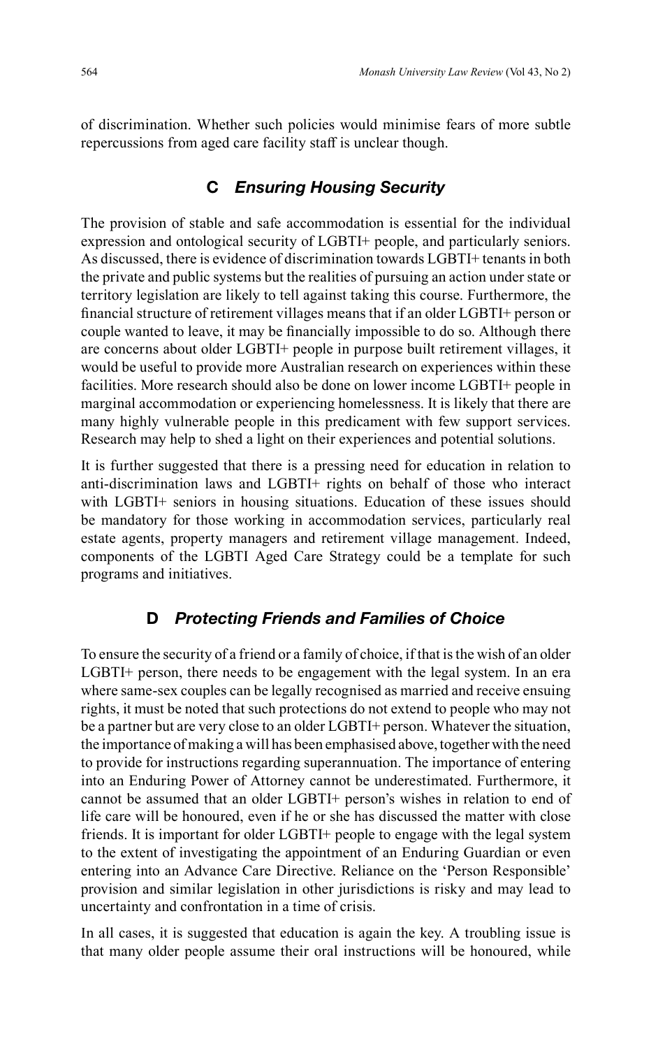of discrimination. Whether such policies would minimise fears of more subtle repercussions from aged care facility staff is unclear though.

### C *Ensuring Housing Security*

The provision of stable and safe accommodation is essential for the individual expression and ontological security of LGBTI+ people, and particularly seniors. As discussed, there is evidence of discrimination towards LGBTI+ tenants in both the private and public systems but the realities of pursuing an action under state or territory legislation are likely to tell against taking this course. Furthermore, the financial structure of retirement villages means that if an older LGBTI+ person or couple wanted to leave, it may be financially impossible to do so. Although there are concerns about older LGBTI+ people in purpose built retirement villages, it would be useful to provide more Australian research on experiences within these facilities. More research should also be done on lower income LGBTI+ people in marginal accommodation or experiencing homelessness. It is likely that there are many highly vulnerable people in this predicament with few support services. Research may help to shed a light on their experiences and potential solutions.

It is further suggested that there is a pressing need for education in relation to anti-discrimination laws and LGBTI+ rights on behalf of those who interact with LGBTI+ seniors in housing situations. Education of these issues should be mandatory for those working in accommodation services, particularly real estate agents, property managers and retirement village management. Indeed, components of the LGBTI Aged Care Strategy could be a template for such programs and initiatives.

### D *Protecting Friends and Families of Choice*

To ensure the security of a friend or a family of choice, if that is the wish of an older LGBTI+ person, there needs to be engagement with the legal system. In an era where same-sex couples can be legally recognised as married and receive ensuing rights, it must be noted that such protections do not extend to people who may not be a partner but are very close to an older LGBTI+ person. Whatever the situation, the importance of making a will has been emphasised above, together with the need to provide for instructions regarding superannuation. The importance of entering into an Enduring Power of Attorney cannot be underestimated. Furthermore, it cannot be assumed that an older LGBTI+ person's wishes in relation to end of life care will be honoured, even if he or she has discussed the matter with close friends. It is important for older LGBTI+ people to engage with the legal system to the extent of investigating the appointment of an Enduring Guardian or even entering into an Advance Care Directive. Reliance on the 'Person Responsible' provision and similar legislation in other jurisdictions is risky and may lead to uncertainty and confrontation in a time of crisis.

In all cases, it is suggested that education is again the key. A troubling issue is that many older people assume their oral instructions will be honoured, while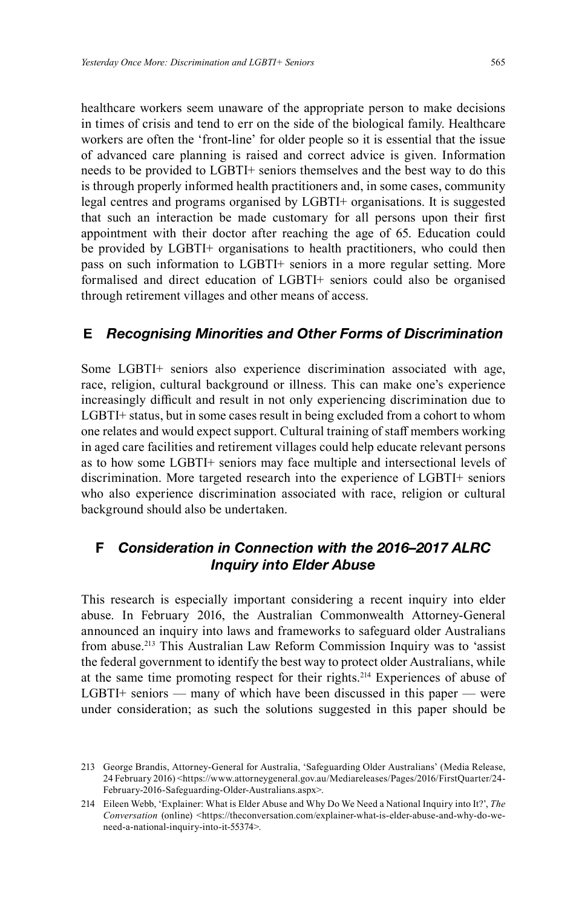healthcare workers seem unaware of the appropriate person to make decisions in times of crisis and tend to err on the side of the biological family. Healthcare workers are often the 'front-line' for older people so it is essential that the issue of advanced care planning is raised and correct advice is given. Information needs to be provided to LGBTI+ seniors themselves and the best way to do this is through properly informed health practitioners and, in some cases, community legal centres and programs organised by LGBTI+ organisations. It is suggested that such an interaction be made customary for all persons upon their first appointment with their doctor after reaching the age of 65. Education could be provided by LGBTI+ organisations to health practitioners, who could then pass on such information to LGBTI+ seniors in a more regular setting. More formalised and direct education of LGBTI+ seniors could also be organised through retirement villages and other means of access.

## E *Recognising Minorities and Other Forms of Discrimination*

Some LGBTI+ seniors also experience discrimination associated with age, race, religion, cultural background or illness. This can make one's experience increasingly difficult and result in not only experiencing discrimination due to LGBTI+ status, but in some cases result in being excluded from a cohort to whom one relates and would expect support. Cultural training of staff members working in aged care facilities and retirement villages could help educate relevant persons as to how some LGBTI+ seniors may face multiple and intersectional levels of discrimination. More targeted research into the experience of LGBTI+ seniors who also experience discrimination associated with race, religion or cultural background should also be undertaken.

## F *Consideration in Connection with the 2016–2017 ALRC Inquiry into Elder Abuse*

This research is especially important considering a recent inquiry into elder abuse. In February 2016, the Australian Commonwealth Attorney-General announced an inquiry into laws and frameworks to safeguard older Australians from abuse.[213] This Australian Law Reform Commission Inquiry was to 'assist the federal government to identify the best way to protect older Australians, while at the same time promoting respect for their rights.[214] Experiences of abuse of LGBTI+ seniors — many of which have been discussed in this paper — were under consideration; as such the solutions suggested in this paper should be

---

213 George Brandis, Attorney-General for Australia, 'Safeguarding Older Australians' (Media Release, 24 February 2016) <https://www.attorneygeneral.gov.au/Mediareleases/Pages/2016/FirstQuarter/24-February-2016-Safeguarding-Older-Australians.aspx>.

214 Eileen Webb, 'Explainer: What is Elder Abuse and Why Do We Need a National Inquiry into It?', *The Conversation* (online) <https://theconversation.com/explainer-what-is-elder-abuse-and-why-do-we-need-a-national-inquiry-into-it-55374>.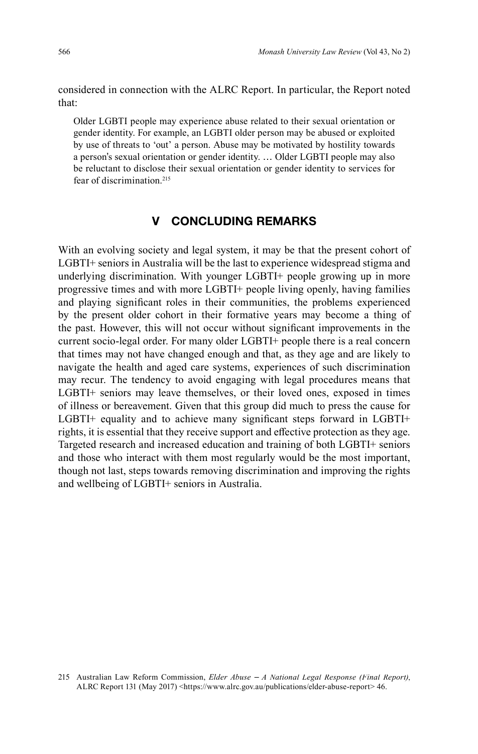considered in connection with the ALRC Report. In particular, the Report noted that:

> Older LGBTI people may experience abuse related to their sexual orientation or gender identity. For example, an LGBTI older person may be abused or exploited by use of threats to 'out' a person. Abuse may be motivated by hostility towards a person's sexual orientation or gender identity. … Older LGBTI people may also be reluctant to disclose their sexual orientation or gender identity to services for fear of discrimination.[215]

## V CONCLUDING REMARKS

With an evolving society and legal system, it may be that the present cohort of LGBTI+ seniors in Australia will be the last to experience widespread stigma and underlying discrimination. With younger LGBTI+ people growing up in more progressive times and with more LGBTI+ people living openly, having families and playing significant roles in their communities, the problems experienced by the present older cohort in their formative years may become a thing of the past. However, this will not occur without significant improvements in the current socio-legal order. For many older LGBTI+ people there is a real concern that times may not have changed enough and that, as they age and are likely to navigate the health and aged care systems, experiences of such discrimination may recur. The tendency to avoid engaging with legal procedures means that LGBTI+ seniors may leave themselves, or their loved ones, exposed in times of illness or bereavement. Given that this group did much to press the cause for LGBTI+ equality and to achieve many significant steps forward in LGBTI+ rights, it is essential that they receive support and effective protection as they age. Targeted research and increased education and training of both LGBTI+ seniors and those who interact with them most regularly would be the most important, though not last, steps towards removing discrimination and improving the rights and wellbeing of LGBTI+ seniors in Australia.

215 Australian Law Reform Commission, *Elder Abuse – A National Legal Response (Final Report)*, ALRC Report 131 (May 2017) <https://www.alrc.gov.au/publications/elder-abuse-report> 46.